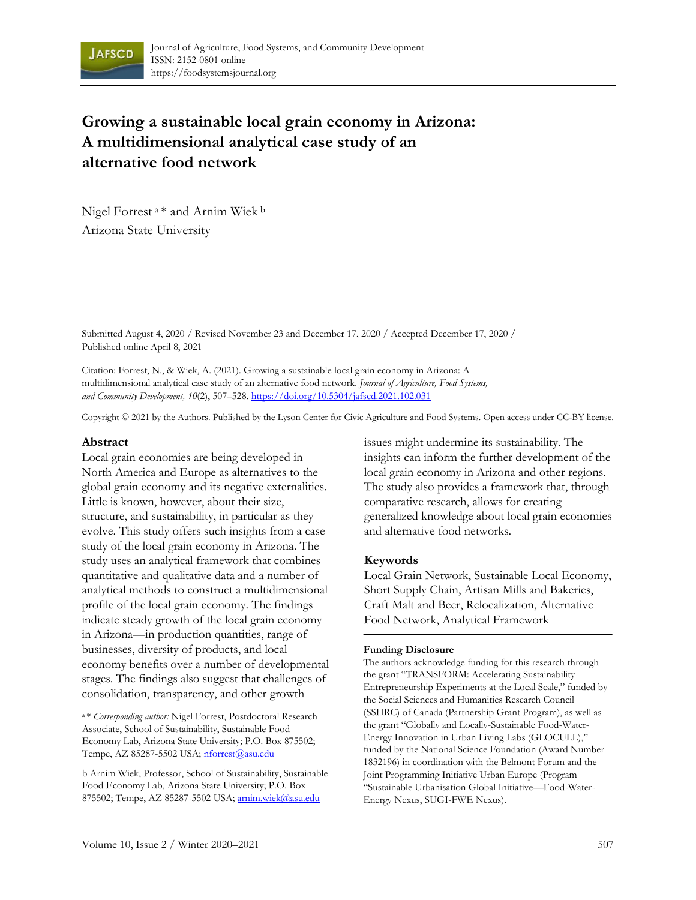# Growing a sustainable local grain economy in Arizona: A multidimensional analytical case study of an alternative food network

Nigel Forrest [a] * and Arnim Wiek [b]
Arizona State University

Submitted August 4, 2020 / Revised November 23 and December 17, 2020 / Accepted December 17, 2020 / Published online April 8, 2021

Citation: Forrest, N., & Wiek, A. (2021). Growing a sustainable local grain economy in Arizona: A multidimensional analytical case study of an alternative food network. *Journal of Agriculture, Food Systems, and Community Development, 10*(2), 507–528. https://doi.org/10.5304/jafscd.2021.102.031

Copyright © 2021 by the Authors. Published by the Lyson Center for Civic Agriculture and Food Systems. Open access under CC-BY license.

## Abstract

Local grain economies are being developed in North America and Europe as alternatives to the global grain economy and its negative externalities. Little is known, however, about their size, structure, and sustainability, in particular as they evolve. This study offers such insights from a case study of the local grain economy in Arizona. The study uses an analytical framework that combines quantitative and qualitative data and a number of analytical methods to construct a multidimensional profile of the local grain economy. The findings indicate steady growth of the local grain economy in Arizona—in production quantities, range of businesses, diversity of products, and local economy benefits over a number of developmental stages. The findings also suggest that challenges of consolidation, transparency, and other growth issues might undermine its sustainability. The insights can inform the further development of the local grain economy in Arizona and other regions. The study also provides a framework that, through comparative research, allows for creating generalized knowledge about local grain economies and alternative food networks.

## Keywords

Local Grain Network, Sustainable Local Economy, Short Supply Chain, Artisan Mills and Bakeries, Craft Malt and Beer, Relocalization, Alternative Food Network, Analytical Framework

[a] * *Corresponding author:* Nigel Forrest, Postdoctoral Research Associate, School of Sustainability, Sustainable Food Economy Lab, Arizona State University; P.O. Box 875502; Tempe, AZ 85287-5502 USA; nforrest@asu.edu

[b] Arnim Wiek, Professor, School of Sustainability, Sustainable Food Economy Lab, Arizona State University; P.O. Box 875502; Tempe, AZ 85287-5502 USA; arnim.wiek@asu.edu

### Funding Disclosure

The authors acknowledge funding for this research through the grant "TRANSFORM: Accelerating Sustainability Entrepreneurship Experiments at the Local Scale," funded by the Social Sciences and Humanities Research Council (SSHRC) of Canada (Partnership Grant Program), as well as the grant "Globally and Locally-Sustainable Food-Water-Energy Innovation in Urban Living Labs (GLOCULL)," funded by the National Science Foundation (Award Number 1832196) in coordination with the Belmont Forum and the Joint Programming Initiative Urban Europe (Program "Sustainable Urbanisation Global Initiative—Food-Water-Energy Nexus, SUGI-FWE Nexus).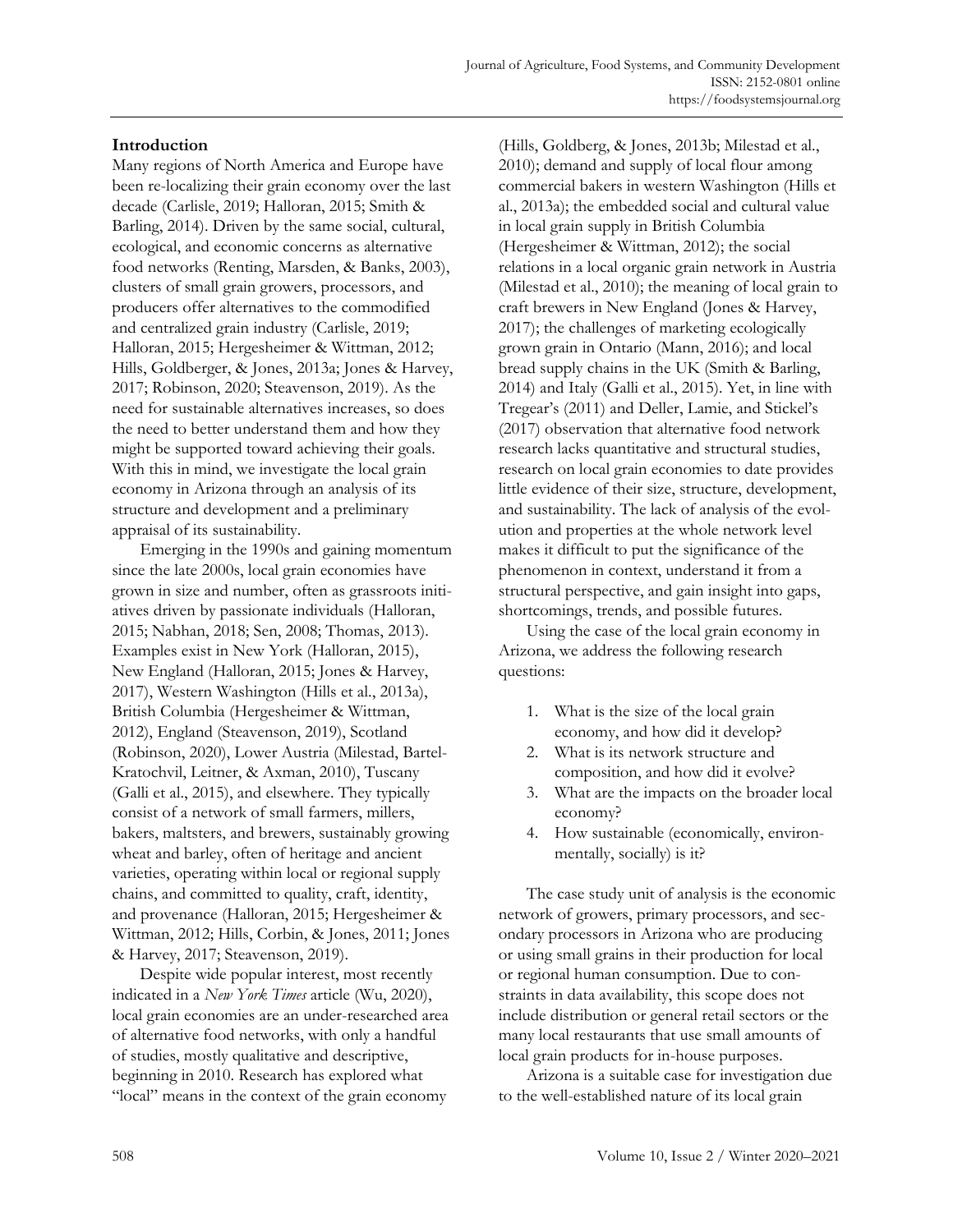## Introduction

Many regions of North America and Europe have been re-localizing their grain economy over the last decade (Carlisle, 2019; Halloran, 2015; Smith & Barling, 2014). Driven by the same social, cultural, ecological, and economic concerns as alternative food networks (Renting, Marsden, & Banks, 2003), clusters of small grain growers, processors, and producers offer alternatives to the commodified and centralized grain industry (Carlisle, 2019; Halloran, 2015; Hergesheimer & Wittman, 2012; Hills, Goldberger, & Jones, 2013a; Jones & Harvey, 2017; Robinson, 2020; Steavenson, 2019). As the need for sustainable alternatives increases, so does the need to better understand them and how they might be supported toward achieving their goals. With this in mind, we investigate the local grain economy in Arizona through an analysis of its structure and development and a preliminary appraisal of its sustainability.

Emerging in the 1990s and gaining momentum since the late 2000s, local grain economies have grown in size and number, often as grassroots initiatives driven by passionate individuals (Halloran, 2015; Nabhan, 2018; Sen, 2008; Thomas, 2013). Examples exist in New York (Halloran, 2015), New England (Halloran, 2015; Jones & Harvey, 2017), Western Washington (Hills et al., 2013a), British Columbia (Hergesheimer & Wittman, 2012), England (Steavenson, 2019), Scotland (Robinson, 2020), Lower Austria (Milestad, Bartel-Kratochvil, Leitner, & Axman, 2010), Tuscany (Galli et al., 2015), and elsewhere. They typically consist of a network of small farmers, millers, bakers, maltsters, and brewers, sustainably growing wheat and barley, often of heritage and ancient varieties, operating within local or regional supply chains, and committed to quality, craft, identity, and provenance (Halloran, 2015; Hergesheimer & Wittman, 2012; Hills, Corbin, & Jones, 2011; Jones & Harvey, 2017; Steavenson, 2019).

Despite wide popular interest, most recently indicated in a *New York Times* article (Wu, 2020), local grain economies are an under-researched area of alternative food networks, with only a handful of studies, mostly qualitative and descriptive, beginning in 2010. Research has explored what "local" means in the context of the grain economy (Hills, Goldberg, & Jones, 2013b; Milestad et al., 2010); demand and supply of local flour among commercial bakers in western Washington (Hills et al., 2013a); the embedded social and cultural value in local grain supply in British Columbia (Hergesheimer & Wittman, 2012); the social relations in a local organic grain network in Austria (Milestad et al., 2010); the meaning of local grain to craft brewers in New England (Jones & Harvey, 2017); the challenges of marketing ecologically grown grain in Ontario (Mann, 2016); and local bread supply chains in the UK (Smith & Barling, 2014) and Italy (Galli et al., 2015). Yet, in line with Tregear's (2011) and Deller, Lamie, and Stickel's (2017) observation that alternative food network research lacks quantitative and structural studies, research on local grain economies to date provides little evidence of their size, structure, development, and sustainability. The lack of analysis of the evolution and properties at the whole network level makes it difficult to put the significance of the phenomenon in context, understand it from a structural perspective, and gain insight into gaps, shortcomings, trends, and possible futures.

Using the case of the local grain economy in Arizona, we address the following research questions:

1. What is the size of the local grain economy, and how did it develop?
2. What is its network structure and composition, and how did it evolve?
3. What are the impacts on the broader local economy?
4. How sustainable (economically, environmentally, socially) is it?

The case study unit of analysis is the economic network of growers, primary processors, and secondary processors in Arizona who are producing or using small grains in their production for local or regional human consumption. Due to constraints in data availability, this scope does not include distribution or general retail sectors or the many local restaurants that use small amounts of local grain products for in-house purposes.

Arizona is a suitable case for investigation due to the well-established nature of its local grain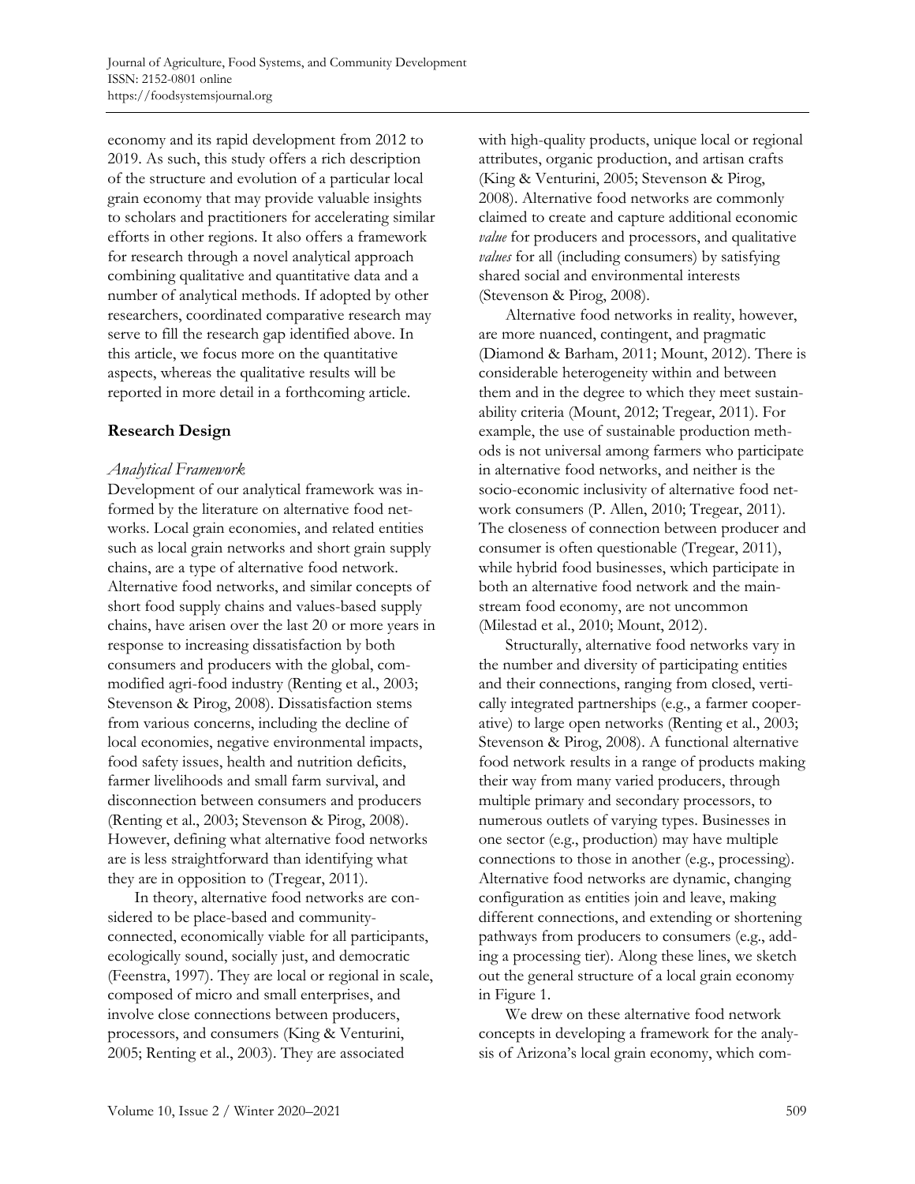economy and its rapid development from 2012 to 2019. As such, this study offers a rich description of the structure and evolution of a particular local grain economy that may provide valuable insights to scholars and practitioners for accelerating similar efforts in other regions. It also offers a framework for research through a novel analytical approach combining qualitative and quantitative data and a number of analytical methods. If adopted by other researchers, coordinated comparative research may serve to fill the research gap identified above. In this article, we focus more on the quantitative aspects, whereas the qualitative results will be reported in more detail in a forthcoming article.

## Research Design

### *Analytical Framework*

Development of our analytical framework was informed by the literature on alternative food networks. Local grain economies, and related entities such as local grain networks and short grain supply chains, are a type of alternative food network. Alternative food networks, and similar concepts of short food supply chains and values-based supply chains, have arisen over the last 20 or more years in response to increasing dissatisfaction by both consumers and producers with the global, commodified agri-food industry (Renting et al., 2003; Stevenson & Pirog, 2008). Dissatisfaction stems from various concerns, including the decline of local economies, negative environmental impacts, food safety issues, health and nutrition deficits, farmer livelihoods and small farm survival, and disconnection between consumers and producers (Renting et al., 2003; Stevenson & Pirog, 2008). However, defining what alternative food networks are is less straightforward than identifying what they are in opposition to (Tregear, 2011).

In theory, alternative food networks are considered to be place-based and community-connected, economically viable for all participants, ecologically sound, socially just, and democratic (Feenstra, 1997). They are local or regional in scale, composed of micro and small enterprises, and involve close connections between producers, processors, and consumers (King & Venturini, 2005; Renting et al., 2003). They are associated with high-quality products, unique local or regional attributes, organic production, and artisan crafts (King & Venturini, 2005; Stevenson & Pirog, 2008). Alternative food networks are commonly claimed to create and capture additional economic *value* for producers and processors, and qualitative *values* for all (including consumers) by satisfying shared social and environmental interests (Stevenson & Pirog, 2008).

Alternative food networks in reality, however, are more nuanced, contingent, and pragmatic (Diamond & Barham, 2011; Mount, 2012). There is considerable heterogeneity within and between them and in the degree to which they meet sustainability criteria (Mount, 2012; Tregear, 2011). For example, the use of sustainable production methods is not universal among farmers who participate in alternative food networks, and neither is the socio-economic inclusivity of alternative food network consumers (P. Allen, 2010; Tregear, 2011). The closeness of connection between producer and consumer is often questionable (Tregear, 2011), while hybrid food businesses, which participate in both an alternative food network and the mainstream food economy, are not uncommon (Milestad et al., 2010; Mount, 2012).

Structurally, alternative food networks vary in the number and diversity of participating entities and their connections, ranging from closed, vertically integrated partnerships (e.g., a farmer cooperative) to large open networks (Renting et al., 2003; Stevenson & Pirog, 2008). A functional alternative food network results in a range of products making their way from many varied producers, through multiple primary and secondary processors, to numerous outlets of varying types. Businesses in one sector (e.g., production) may have multiple connections to those in another (e.g., processing). Alternative food networks are dynamic, changing configuration as entities join and leave, making different connections, and extending or shortening pathways from producers to consumers (e.g., adding a processing tier). Along these lines, we sketch out the general structure of a local grain economy in Figure 1.

We drew on these alternative food network concepts in developing a framework for the analysis of Arizona's local grain economy, which com-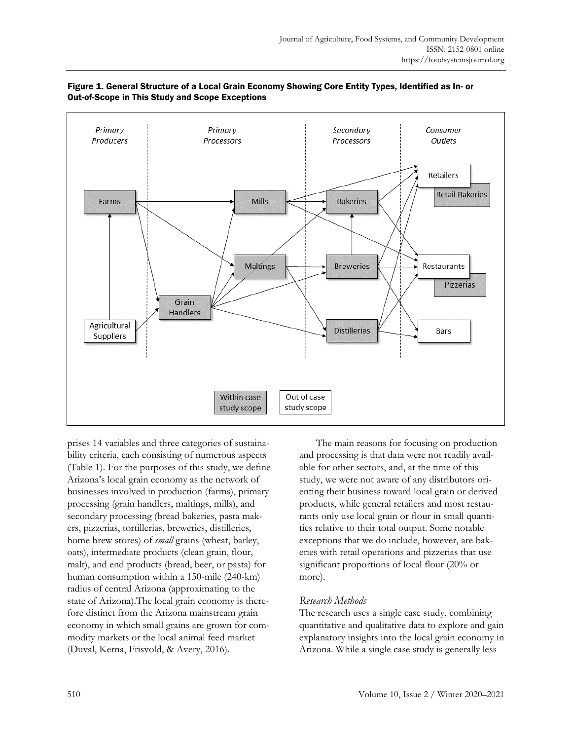**Figure 1. General Structure of a Local Grain Economy Showing Core Entity Types, Identified as In- or Out-of-Scope in This Study and Scope Exceptions**

prises 14 variables and three categories of sustainability criteria, each consisting of numerous aspects (Table 1). For the purposes of this study, we define Arizona's local grain economy as the network of businesses involved in production (farms), primary processing (grain handlers, maltings, mills), and secondary processing (bread bakeries, pasta makers, pizzerias, tortillerias, breweries, distilleries, home brew stores) of *small* grains (wheat, barley, oats), intermediate products (clean grain, flour, malt), and end products (bread, beer, or pasta) for human consumption within a 150-mile (240-km) radius of central Arizona (approximating to the state of Arizona).The local grain economy is therefore distinct from the Arizona mainstream grain economy in which small grains are grown for commodity markets or the local animal feed market (Duval, Kerna, Frisvold, & Avery, 2016).

The main reasons for focusing on production and processing is that data were not readily available for other sectors, and, at the time of this study, we were not aware of any distributors orienting their business toward local grain or derived products, while general retailers and most restaurants only use local grain or flour in small quantities relative to their total output. Some notable exceptions that we do include, however, are bakeries with retail operations and pizzerias that use significant proportions of local flour (20% or more).

### *Research Methods*

The research uses a single case study, combining quantitative and qualitative data to explore and gain explanatory insights into the local grain economy in Arizona. While a single case study is generally less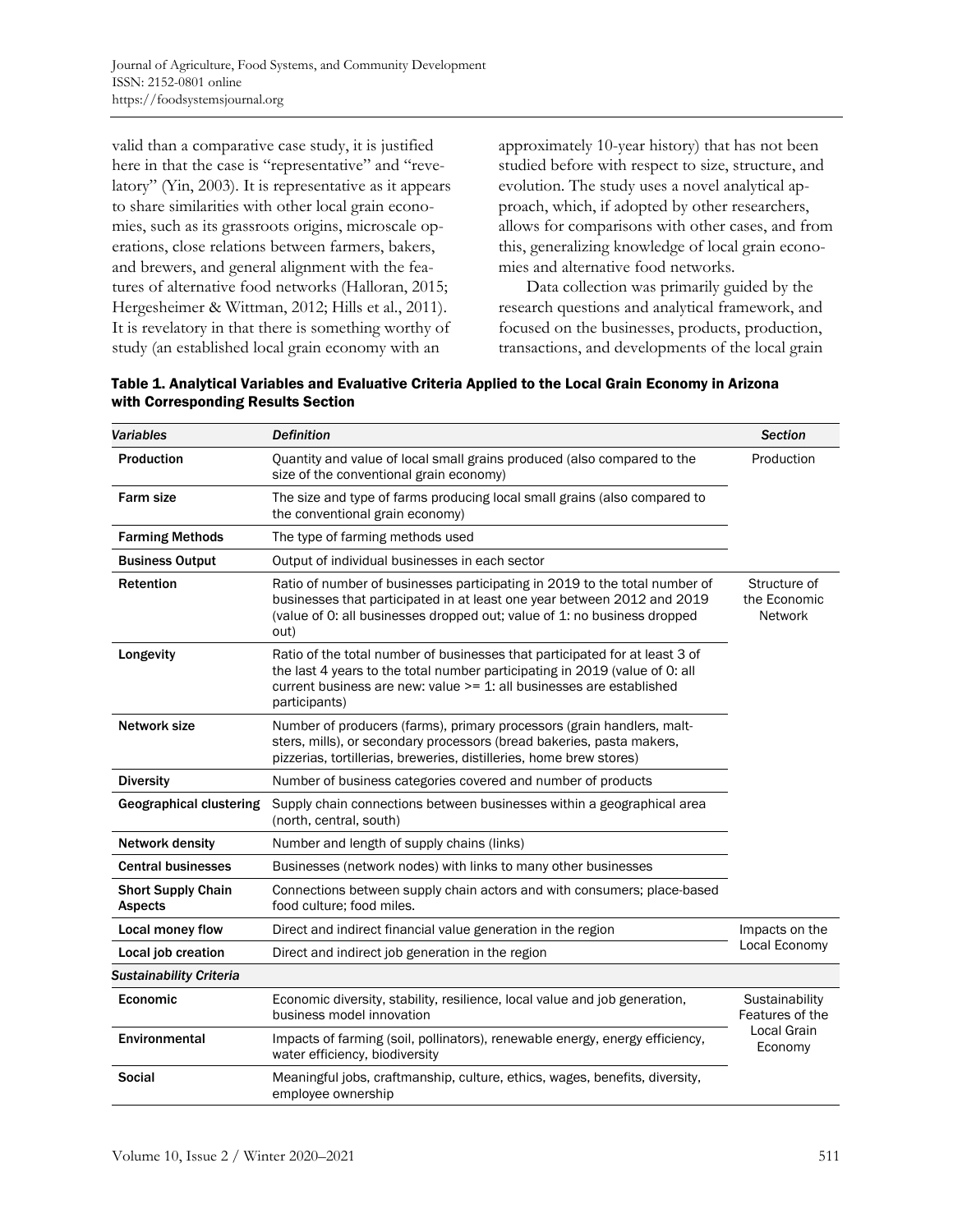valid than a comparative case study, it is justified here in that the case is "representative" and "revelatory" (Yin, 2003). It is representative as it appears to share similarities with other local grain economies, such as its grassroots origins, microscale operations, close relations between farmers, bakers, and brewers, and general alignment with the features of alternative food networks (Halloran, 2015; Hergesheimer & Wittman, 2012; Hills et al., 2011). It is revelatory in that there is something worthy of study (an established local grain economy with an approximately 10-year history) that has not been studied before with respect to size, structure, and evolution. The study uses a novel analytical approach, which, if adopted by other researchers, allows for comparisons with other cases, and from this, generalizing knowledge of local grain economies and alternative food networks.

Data collection was primarily guided by the research questions and analytical framework, and focused on the businesses, products, production, transactions, and developments of the local grain

**Table 1. Analytical Variables and Evaluative Criteria Applied to the Local Grain Economy in Arizona with Corresponding Results Section**

| *Variables* | *Definition* | *Section* |
|---|---|---|
| **Production** | Quantity and value of local small grains produced (also compared to the size of the conventional grain economy) | Production |
| **Farm size** | The size and type of farms producing local small grains (also compared to the conventional grain economy) | |
| **Farming Methods** | The type of farming methods used | |
| **Business Output** | Output of individual businesses in each sector | |
| **Retention** | Ratio of number of businesses participating in 2019 to the total number of businesses that participated in at least one year between 2012 and 2019 (value of 0: all businesses dropped out; value of 1: no business dropped out) | Structure of the Economic Network |
| **Longevity** | Ratio of the total number of businesses that participated for at least 3 of the last 4 years to the total number participating in 2019 (value of 0: all current business are new: value >= 1: all businesses are established participants) | |
| **Network size** | Number of producers (farms), primary processors (grain handlers, maltsters, mills), or secondary processors (bread bakeries, pasta makers, pizzerias, tortillerias, breweries, distilleries, home brew stores) | |
| **Diversity** | Number of business categories covered and number of products | |
| **Geographical clustering** | Supply chain connections between businesses within a geographical area (north, central, south) | |
| **Network density** | Number and length of supply chains (links) | |
| **Central businesses** | Businesses (network nodes) with links to many other businesses | |
| **Short Supply Chain Aspects** | Connections between supply chain actors and with consumers; place-based food culture; food miles. | |
| **Local money flow** | Direct and indirect financial value generation in the region | Impacts on the Local Economy |
| **Local job creation** | Direct and indirect job generation in the region | |
| ***Sustainability Criteria*** | | |
| **Economic** | Economic diversity, stability, resilience, local value and job generation, business model innovation | Sustainability Features of the Local Grain Economy |
| **Environmental** | Impacts of farming (soil, pollinators), renewable energy, energy efficiency, water efficiency, biodiversity | |
| **Social** | Meaningful jobs, craftmanship, culture, ethics, wages, benefits, diversity, employee ownership | |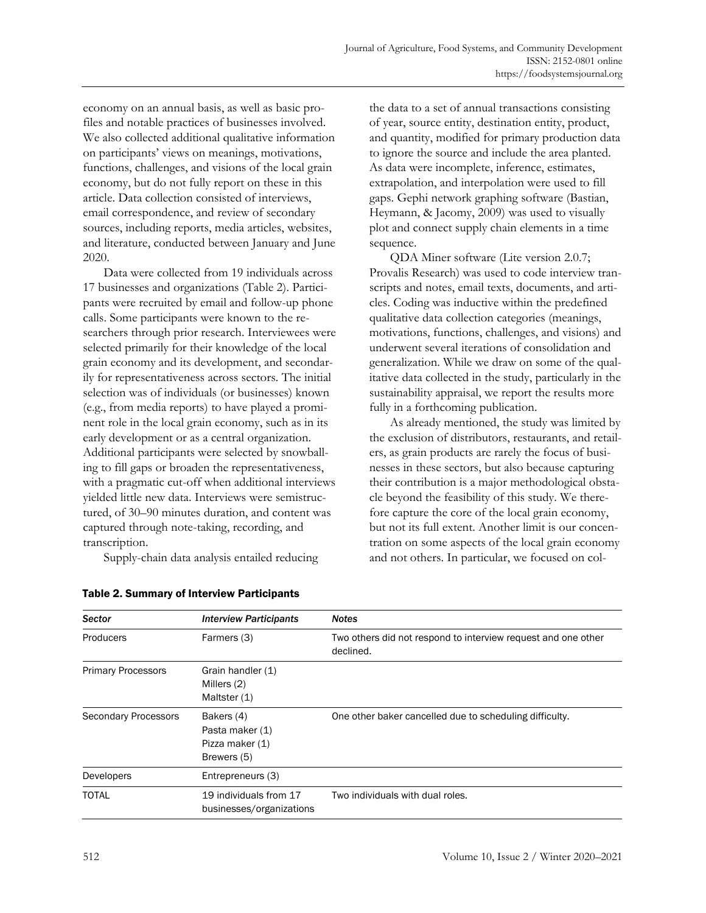economy on an annual basis, as well as basic profiles and notable practices of businesses involved. We also collected additional qualitative information on participants' views on meanings, motivations, functions, challenges, and visions of the local grain economy, but do not fully report on these in this article. Data collection consisted of interviews, email correspondence, and review of secondary sources, including reports, media articles, websites, and literature, conducted between January and June 2020.

Data were collected from 19 individuals across 17 businesses and organizations (Table 2). Participants were recruited by email and follow-up phone calls. Some participants were known to the researchers through prior research. Interviewees were selected primarily for their knowledge of the local grain economy and its development, and secondarily for representativeness across sectors. The initial selection was of individuals (or businesses) known (e.g., from media reports) to have played a prominent role in the local grain economy, such as in its early development or as a central organization. Additional participants were selected by snowballing to fill gaps or broaden the representativeness, with a pragmatic cut-off when additional interviews yielded little new data. Interviews were semistructured, of 30–90 minutes duration, and content was captured through note-taking, recording, and transcription.

Supply-chain data analysis entailed reducing the data to a set of annual transactions consisting of year, source entity, destination entity, product, and quantity, modified for primary production data to ignore the source and include the area planted. As data were incomplete, inference, estimates, extrapolation, and interpolation were used to fill gaps. Gephi network graphing software (Bastian, Heymann, & Jacomy, 2009) was used to visually plot and connect supply chain elements in a time sequence.

QDA Miner software (Lite version 2.0.7; Provalis Research) was used to code interview transcripts and notes, email texts, documents, and articles. Coding was inductive within the predefined qualitative data collection categories (meanings, motivations, functions, challenges, and visions) and underwent several iterations of consolidation and generalization. While we draw on some of the qualitative data collected in the study, particularly in the sustainability appraisal, we report the results more fully in a forthcoming publication.

As already mentioned, the study was limited by the exclusion of distributors, restaurants, and retailers, as grain products are rarely the focus of businesses in these sectors, but also because capturing their contribution is a major methodological obstacle beyond the feasibility of this study. We therefore capture the core of the local grain economy, but not its full extent. Another limit is our concentration on some aspects of the local grain economy and not others. In particular, we focused on col-

**Table 2. Summary of Interview Participants**

| *Sector* | *Interview Participants* | *Notes* |
|---|---|---|
| Producers | Farmers (3) | Two others did not respond to interview request and one other declined. |
| Primary Processors | Grain handler (1)<br>Millers (2)<br>Maltster (1) | |
| Secondary Processors | Bakers (4)<br>Pasta maker (1)<br>Pizza maker (1)<br>Brewers (5) | One other baker cancelled due to scheduling difficulty. |
| Developers | Entrepreneurs (3) | |
| TOTAL | 19 individuals from 17 businesses/organizations | Two individuals with dual roles. |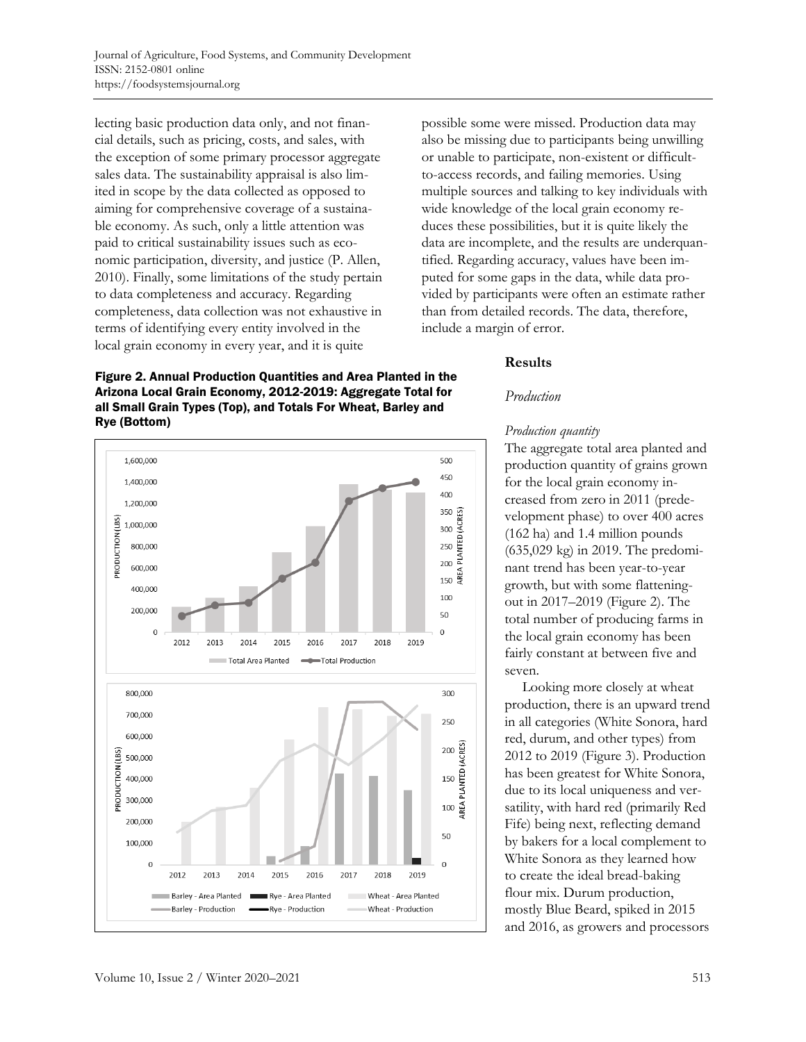lecting basic production data only, and not financial details, such as pricing, costs, and sales, with the exception of some primary processor aggregate sales data. The sustainability appraisal is also limited in scope by the data collected as opposed to aiming for comprehensive coverage of a sustainable economy. As such, only a little attention was paid to critical sustainability issues such as economic participation, diversity, and justice (P. Allen, 2010). Finally, some limitations of the study pertain to data completeness and accuracy. Regarding completeness, data collection was not exhaustive in terms of identifying every entity involved in the local grain economy in every year, and it is quite possible some were missed. Production data may also be missing due to participants being unwilling or unable to participate, non-existent or difficult-to-access records, and failing memories. Using multiple sources and talking to key individuals with wide knowledge of the local grain economy reduces these possibilities, but it is quite likely the data are incomplete, and the results are underquantified. Regarding accuracy, values have been imputed for some gaps in the data, while data provided by participants were often an estimate rather than from detailed records. The data, therefore, include a margin of error.

**Figure 2. Annual Production Quantities and Area Planted in the Arizona Local Grain Economy, 2012-2019: Aggregate Total for all Small Grain Types (Top), and Totals For Wheat, Barley and Rye (Bottom)**

## Results

### *Production*

*Production quantity*

The aggregate total area planted and production quantity of grains grown for the local grain economy increased from zero in 2011 (predevelopment phase) to over 400 acres (162 ha) and 1.4 million pounds (635,029 kg) in 2019. The predominant trend has been year-to-year growth, but with some flattening-out in 2017–2019 (Figure 2). The total number of producing farms in the local grain economy has been fairly constant at between five and seven.

Looking more closely at wheat production, there is an upward trend in all categories (White Sonora, hard red, durum, and other types) from 2012 to 2019 (Figure 3). Production has been greatest for White Sonora, due to its local uniqueness and versatility, with hard red (primarily Red Fife) being next, reflecting demand by bakers for a local complement to White Sonora as they learned how to create the ideal bread-baking flour mix. Durum production, mostly Blue Beard, spiked in 2015 and 2016, as growers and processors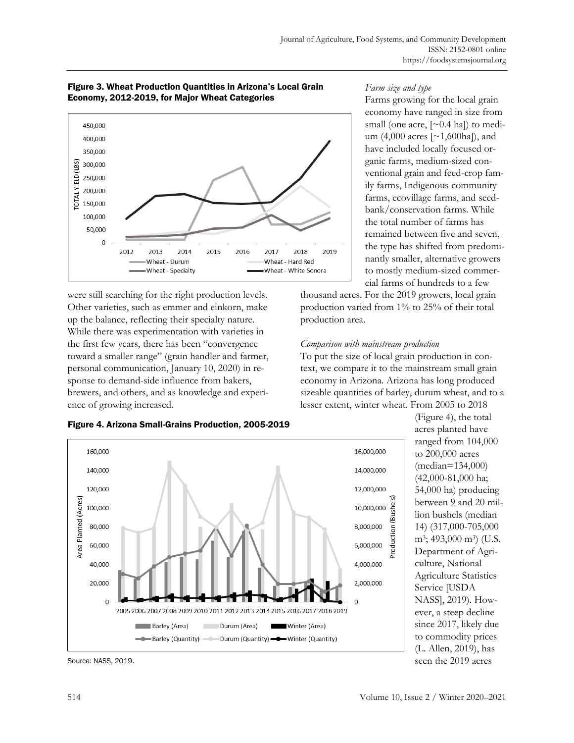**Figure 3. Wheat Production Quantities in Arizona's Local Grain Economy, 2012-2019, for Major Wheat Categories**

were still searching for the right production levels. Other varieties, such as emmer and einkorn, make up the balance, reflecting their specialty nature. While there was experimentation with varieties in the first few years, there has been "convergence toward a smaller range" (grain handler and farmer, personal communication, January 10, 2020) in response to demand-side influence from bakers, brewers, and others, and as knowledge and experience of growing increased.

*Farm size and type*

Farms growing for the local grain economy have ranged in size from small (one acre, [~0.4 ha]) to medium (4,000 acres [~1,600ha]), and have included locally focused organic farms, medium-sized conventional grain and feed-crop family farms, Indigenous community farms, ecovillage farms, and seedbank/conservation farms. While the total number of farms has remained between five and seven, the type has shifted from predominantly smaller, alternative growers to mostly medium-sized commercial farms of hundreds to a few thousand acres. For the 2019 growers, local grain production varied from 1% to 25% of their total production area.

*Comparison with mainstream production*

To put the size of local grain production in context, we compare it to the mainstream small grain economy in Arizona. Arizona has long produced sizeable quantities of barley, durum wheat, and to a lesser extent, winter wheat. From 2005 to 2018 (Figure 4), the total acres planted have ranged from 104,000 to 200,000 acres (median=134,000) (42,000-81,000 ha; 54,000 ha) producing between 9 and 20 million bushels (median 14) (317,000-705,000 m³; 493,000 m³) (U.S. Department of Agriculture, National Agriculture Statistics Service [USDA NASS], 2019). However, a steep decline since 2017, likely due to commodity prices (L. Allen, 2019), has seen the 2019 acres

**Figure 4. Arizona Small-Grains Production, 2005-2019**

Source: NASS, 2019.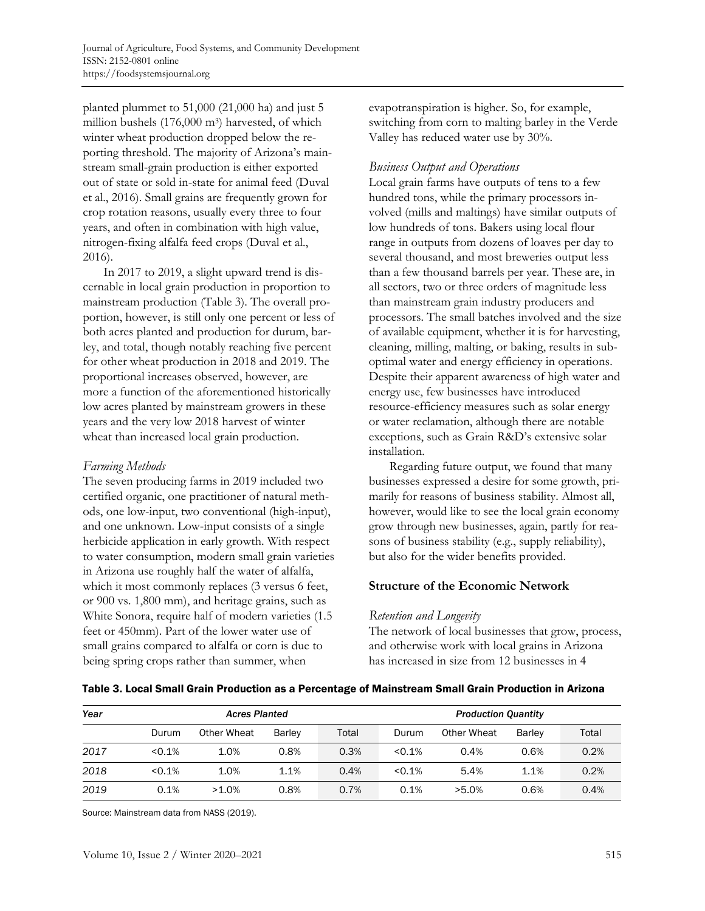planted plummet to 51,000 (21,000 ha) and just 5 million bushels (176,000 m³) harvested, of which winter wheat production dropped below the reporting threshold. The majority of Arizona's mainstream small-grain production is either exported out of state or sold in-state for animal feed (Duval et al., 2016). Small grains are frequently grown for crop rotation reasons, usually every three to four years, and often in combination with high value, nitrogen-fixing alfalfa feed crops (Duval et al., 2016).

In 2017 to 2019, a slight upward trend is discernable in local grain production in proportion to mainstream production (Table 3). The overall proportion, however, is still only one percent or less of both acres planted and production for durum, barley, and total, though notably reaching five percent for other wheat production in 2018 and 2019. The proportional increases observed, however, are more a function of the aforementioned historically low acres planted by mainstream growers in these years and the very low 2018 harvest of winter wheat than increased local grain production.

### *Farming Methods*

The seven producing farms in 2019 included two certified organic, one practitioner of natural methods, one low-input, two conventional (high-input), and one unknown. Low-input consists of a single herbicide application in early growth. With respect to water consumption, modern small grain varieties in Arizona use roughly half the water of alfalfa, which it most commonly replaces (3 versus 6 feet, or 900 vs. 1,800 mm), and heritage grains, such as White Sonora, require half of modern varieties (1.5 feet or 450mm). Part of the lower water use of small grains compared to alfalfa or corn is due to being spring crops rather than summer, when evapotranspiration is higher. So, for example, switching from corn to malting barley in the Verde Valley has reduced water use by 30%.

### *Business Output and Operations*

Local grain farms have outputs of tens to a few hundred tons, while the primary processors involved (mills and maltings) have similar outputs of low hundreds of tons. Bakers using local flour range in outputs from dozens of loaves per day to several thousand, and most breweries output less than a few thousand barrels per year. These are, in all sectors, two or three orders of magnitude less than mainstream grain industry producers and processors. The small batches involved and the size of available equipment, whether it is for harvesting, cleaning, milling, malting, or baking, results in suboptimal water and energy efficiency in operations. Despite their apparent awareness of high water and energy use, few businesses have introduced resource-efficiency measures such as solar energy or water reclamation, although there are notable exceptions, such as Grain R&D's extensive solar installation.

Regarding future output, we found that many businesses expressed a desire for some growth, primarily for reasons of business stability. Almost all, however, would like to see the local grain economy grow through new businesses, again, partly for reasons of business stability (e.g., supply reliability), but also for the wider benefits provided.

## **Structure of the Economic Network**

### *Retention and Longevity*

The network of local businesses that grow, process, and otherwise work with local grains in Arizona has increased in size from 12 businesses in 4

**Table 3. Local Small Grain Production as a Percentage of Mainstream Small Grain Production in Arizona**

| *Year* | *Acres Planted* | | | | *Production Quantity* | | | |
|---|---|---|---|---|---|---|---|---|
| | Durum | Other Wheat | Barley | Total | Durum | Other Wheat | Barley | Total |
| *2017* | <0.1% | 1.0% | 0.8% | 0.3% | <0.1% | 0.4% | 0.6% | 0.2% |
| *2018* | <0.1% | 1.0% | 1.1% | 0.4% | <0.1% | 5.4% | 1.1% | 0.2% |
| *2019* | 0.1% | >1.0% | 0.8% | 0.7% | 0.1% | >5.0% | 0.6% | 0.4% |

Source: Mainstream data from NASS (2019).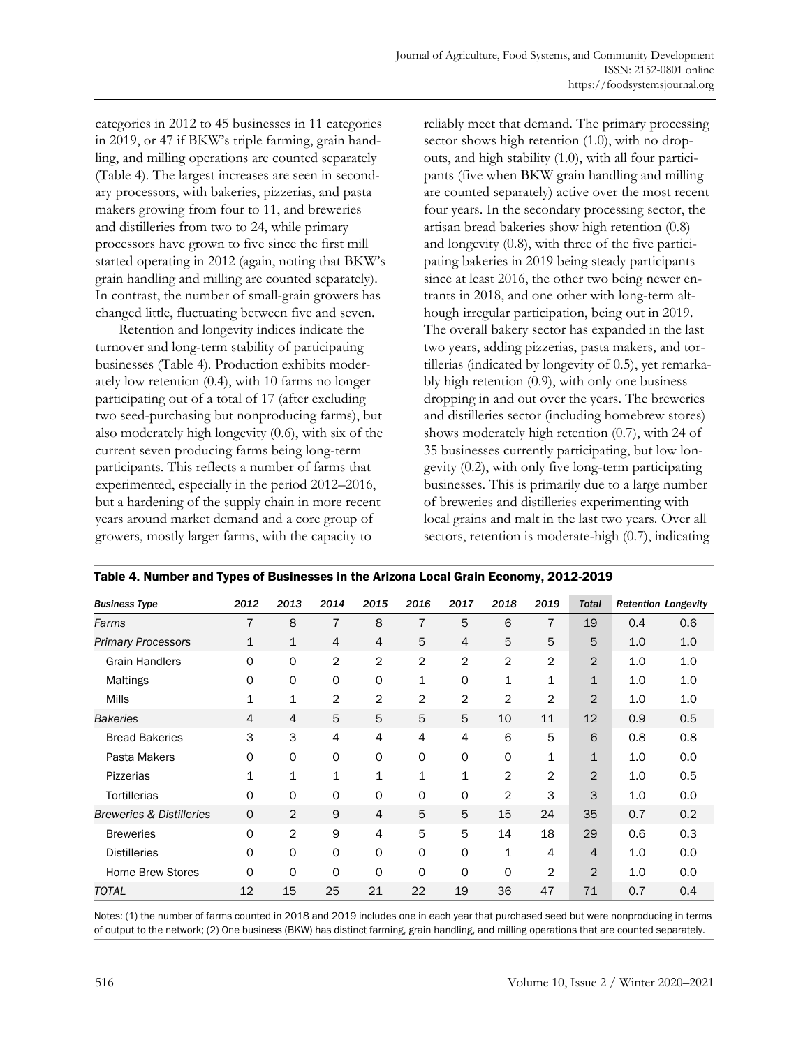categories in 2012 to 45 businesses in 11 categories in 2019, or 47 if BKW's triple farming, grain handling, and milling operations are counted separately (Table 4). The largest increases are seen in secondary processors, with bakeries, pizzerias, and pasta makers growing from four to 11, and breweries and distilleries from two to 24, while primary processors have grown to five since the first mill started operating in 2012 (again, noting that BKW's grain handling and milling are counted separately). In contrast, the number of small-grain growers has changed little, fluctuating between five and seven.

Retention and longevity indices indicate the turnover and long-term stability of participating businesses (Table 4). Production exhibits moderately low retention (0.4), with 10 farms no longer participating out of a total of 17 (after excluding two seed-purchasing but nonproducing farms), but also moderately high longevity (0.6), with six of the current seven producing farms being long-term participants. This reflects a number of farms that experimented, especially in the period 2012–2016, but a hardening of the supply chain in more recent years around market demand and a core group of growers, mostly larger farms, with the capacity to reliably meet that demand. The primary processing sector shows high retention (1.0), with no dropouts, and high stability (1.0), with all four participants (five when BKW grain handling and milling are counted separately) active over the most recent four years. In the secondary processing sector, the artisan bread bakeries show high retention (0.8) and longevity (0.8), with three of the five participating bakeries in 2019 being steady participants since at least 2016, the other two being newer entrants in 2018, and one other with long-term although irregular participation, being out in 2019. The overall bakery sector has expanded in the last two years, adding pizzerias, pasta makers, and tortillerias (indicated by longevity of 0.5), yet remarkably high retention (0.9), with only one business dropping in and out over the years. The breweries and distilleries sector (including homebrew stores) shows moderately high retention (0.7), with 24 of 35 businesses currently participating, but low longevity (0.2), with only five long-term participating businesses. This is primarily due to a large number of breweries and distilleries experimenting with local grains and malt in the last two years. Over all sectors, retention is moderate-high (0.7), indicating

**Table 4. Number and Types of Businesses in the Arizona Local Grain Economy, 2012-2019**

| *Business Type* | *2012* | *2013* | *2014* | *2015* | *2016* | *2017* | *2018* | *2019* | *Total* | *Retention* | *Longevity* |
|---|---|---|---|---|---|---|---|---|---|---|---|
| *Farms* | 7 | 8 | 7 | 8 | 7 | 5 | 6 | 7 | 19 | 0.4 | 0.6 |
| *Primary Processors* | 1 | 1 | 4 | 4 | 5 | 4 | 5 | 5 | 5 | 1.0 | 1.0 |
| Grain Handlers | 0 | 0 | 2 | 2 | 2 | 2 | 2 | 2 | 2 | 1.0 | 1.0 |
| Maltings | 0 | 0 | 0 | 0 | 1 | 0 | 1 | 1 | 1 | 1.0 | 1.0 |
| Mills | 1 | 1 | 2 | 2 | 2 | 2 | 2 | 2 | 2 | 1.0 | 1.0 |
| *Bakeries* | 4 | 4 | 5 | 5 | 5 | 5 | 10 | 11 | 12 | 0.9 | 0.5 |
| Bread Bakeries | 3 | 3 | 4 | 4 | 4 | 4 | 6 | 5 | 6 | 0.8 | 0.8 |
| Pasta Makers | 0 | 0 | 0 | 0 | 0 | 0 | 0 | 1 | 1 | 1.0 | 0.0 |
| Pizzerias | 1 | 1 | 1 | 1 | 1 | 1 | 2 | 2 | 2 | 1.0 | 0.5 |
| Tortillerias | 0 | 0 | 0 | 0 | 0 | 0 | 2 | 3 | 3 | 1.0 | 0.0 |
| *Breweries & Distilleries* | 0 | 2 | 9 | 4 | 5 | 5 | 15 | 24 | 35 | 0.7 | 0.2 |
| Breweries | 0 | 2 | 9 | 4 | 5 | 5 | 14 | 18 | 29 | 0.6 | 0.3 |
| Distilleries | 0 | 0 | 0 | 0 | 0 | 0 | 1 | 4 | 4 | 1.0 | 0.0 |
| Home Brew Stores | 0 | 0 | 0 | 0 | 0 | 0 | 0 | 2 | 2 | 1.0 | 0.0 |
| *TOTAL* | 12 | 15 | 25 | 21 | 22 | 19 | 36 | 47 | 71 | 0.7 | 0.4 |

Notes: (1) the number of farms counted in 2018 and 2019 includes one in each year that purchased seed but were nonproducing in terms of output to the network; (2) One business (BKW) has distinct farming, grain handling, and milling operations that are counted separately.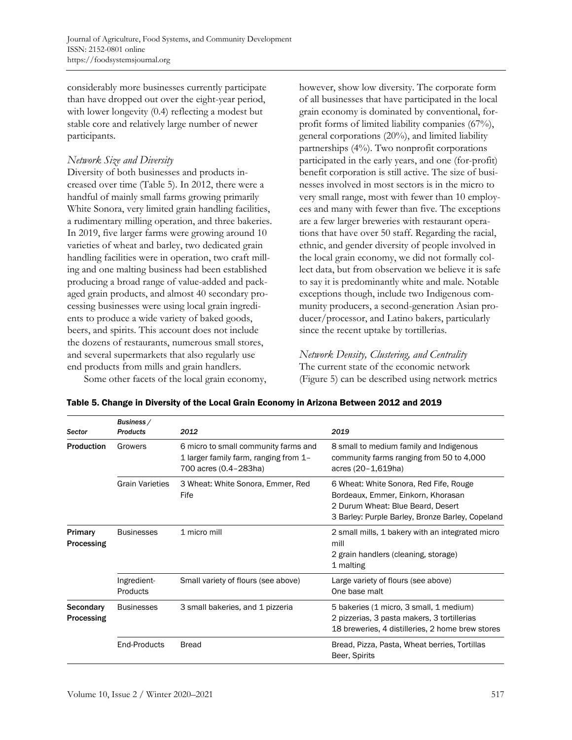considerably more businesses currently participate than have dropped out over the eight-year period, with lower longevity (0.4) reflecting a modest but stable core and relatively large number of newer participants.

*Network Size and Diversity*

Diversity of both businesses and products increased over time (Table 5). In 2012, there were a handful of mainly small farms growing primarily White Sonora, very limited grain handling facilities, a rudimentary milling operation, and three bakeries. In 2019, five larger farms were growing around 10 varieties of wheat and barley, two dedicated grain handling facilities were in operation, two craft milling and one malting business had been established producing a broad range of value-added and packaged grain products, and almost 40 secondary processing businesses were using local grain ingredients to produce a wide variety of baked goods, beers, and spirits. This account does not include the dozens of restaurants, numerous small stores, and several supermarkets that also regularly use end products from mills and grain handlers.

Some other facets of the local grain economy, however, show low diversity. The corporate form of all businesses that have participated in the local grain economy is dominated by conventional, for-profit forms of limited liability companies (67%), general corporations (20%), and limited liability partnerships (4%). Two nonprofit corporations participated in the early years, and one (for-profit) benefit corporation is still active. The size of businesses involved in most sectors is in the micro to very small range, most with fewer than 10 employees and many with fewer than five. The exceptions are a few larger breweries with restaurant operations that have over 50 staff. Regarding the racial, ethnic, and gender diversity of people involved in the local grain economy, we did not formally collect data, but from observation we believe it is safe to say it is predominantly white and male. Notable exceptions though, include two Indigenous community producers, a second-generation Asian producer/processor, and Latino bakers, particularly since the recent uptake by tortillerias.

*Network Density, Clustering, and Centrality*

The current state of the economic network (Figure 5) can be described using network metrics

**Table 5. Change in Diversity of the Local Grain Economy in Arizona Between 2012 and 2019**

| *Sector* | *Business / Products* | *2012* | *2019* |
|---|---|---|---|
| **Production** | Growers | 6 micro to small community farms and 1 larger family farm, ranging from 1–700 acres (0.4–283ha) | 8 small to medium family and Indigenous community farms ranging from 50 to 4,000 acres (20–1,619ha) |
| | Grain Varieties | 3 Wheat: White Sonora, Emmer, Red Fife | 6 Wheat: White Sonora, Red Fife, Rouge Bordeaux, Emmer, Einkorn, Khorasan<br>2 Durum Wheat: Blue Beard, Desert<br>3 Barley: Purple Barley, Bronze Barley, Copeland |
| **Primary Processing** | Businesses | 1 micro mill | 2 small mills, 1 bakery with an integrated micro mill<br>2 grain handlers (cleaning, storage)<br>1 malting |
| | Ingredient-Products | Small variety of flours (see above) | Large variety of flours (see above)<br>One base malt |
| **Secondary Processing** | Businesses | 3 small bakeries, and 1 pizzeria | 5 bakeries (1 micro, 3 small, 1 medium)<br>2 pizzerias, 3 pasta makers, 3 tortillerias<br>18 breweries, 4 distilleries, 2 home brew stores |
| | End-Products | Bread | Bread, Pizza, Pasta, Wheat berries, Tortillas<br>Beer, Spirits |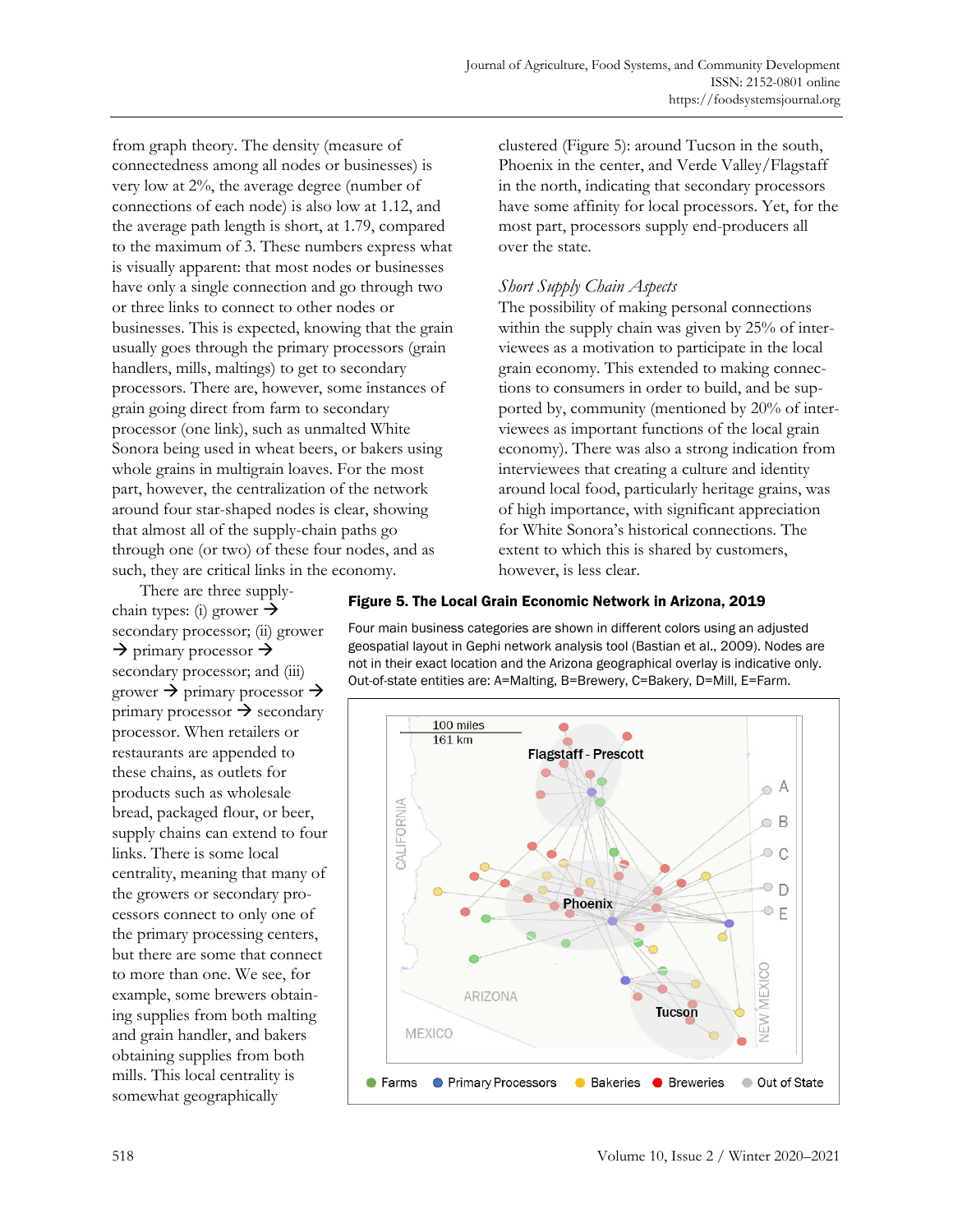from graph theory. The density (measure of connectedness among all nodes or businesses) is very low at 2%, the average degree (number of connections of each node) is also low at 1.12, and the average path length is short, at 1.79, compared to the maximum of 3. These numbers express what is visually apparent: that most nodes or businesses have only a single connection and go through two or three links to connect to other nodes or businesses. This is expected, knowing that the grain usually goes through the primary processors (grain handlers, mills, maltings) to get to secondary processors. There are, however, some instances of grain going direct from farm to secondary processor (one link), such as unmalted White Sonora being used in wheat beers, or bakers using whole grains in multigrain loaves. For the most part, however, the centralization of the network around four star-shaped nodes is clear, showing that almost all of the supply-chain paths go through one (or two) of these four nodes, and as such, they are critical links in the economy.

There are three supply-chain types: (i) grower → secondary processor; (ii) grower → primary processor → secondary processor; and (iii) grower → primary processor → primary processor → secondary processor. When retailers or restaurants are appended to these chains, as outlets for products such as wholesale bread, packaged flour, or beer, supply chains can extend to four links. There is some local centrality, meaning that many of the growers or secondary processors connect to only one of the primary processing centers, but there are some that connect to more than one. We see, for example, some brewers obtaining supplies from both malting and grain handler, and bakers obtaining supplies from both mills. This local centrality is somewhat geographically clustered (Figure 5): around Tucson in the south, Phoenix in the center, and Verde Valley/Flagstaff in the north, indicating that secondary processors have some affinity for local processors. Yet, for the most part, processors supply end-producers all over the state.

### *Short Supply Chain Aspects*

The possibility of making personal connections within the supply chain was given by 25% of interviewees as a motivation to participate in the local grain economy. This extended to making connections to consumers in order to build, and be supported by, community (mentioned by 20% of interviewees as important functions of the local grain economy). There was also a strong indication from interviewees that creating a culture and identity around local food, particularly heritage grains, was of high importance, with significant appreciation for White Sonora's historical connections. The extent to which this is shared by customers, however, is less clear.

**Figure 5. The Local Grain Economic Network in Arizona, 2019**

Four main business categories are shown in different colors using an adjusted geospatial layout in Gephi network analysis tool (Bastian et al., 2009). Nodes are not in their exact location and the Arizona geographical overlay is indicative only. Out-of-state entities are: A=Malting, B=Brewery, C=Bakery, D=Mill, E=Farm.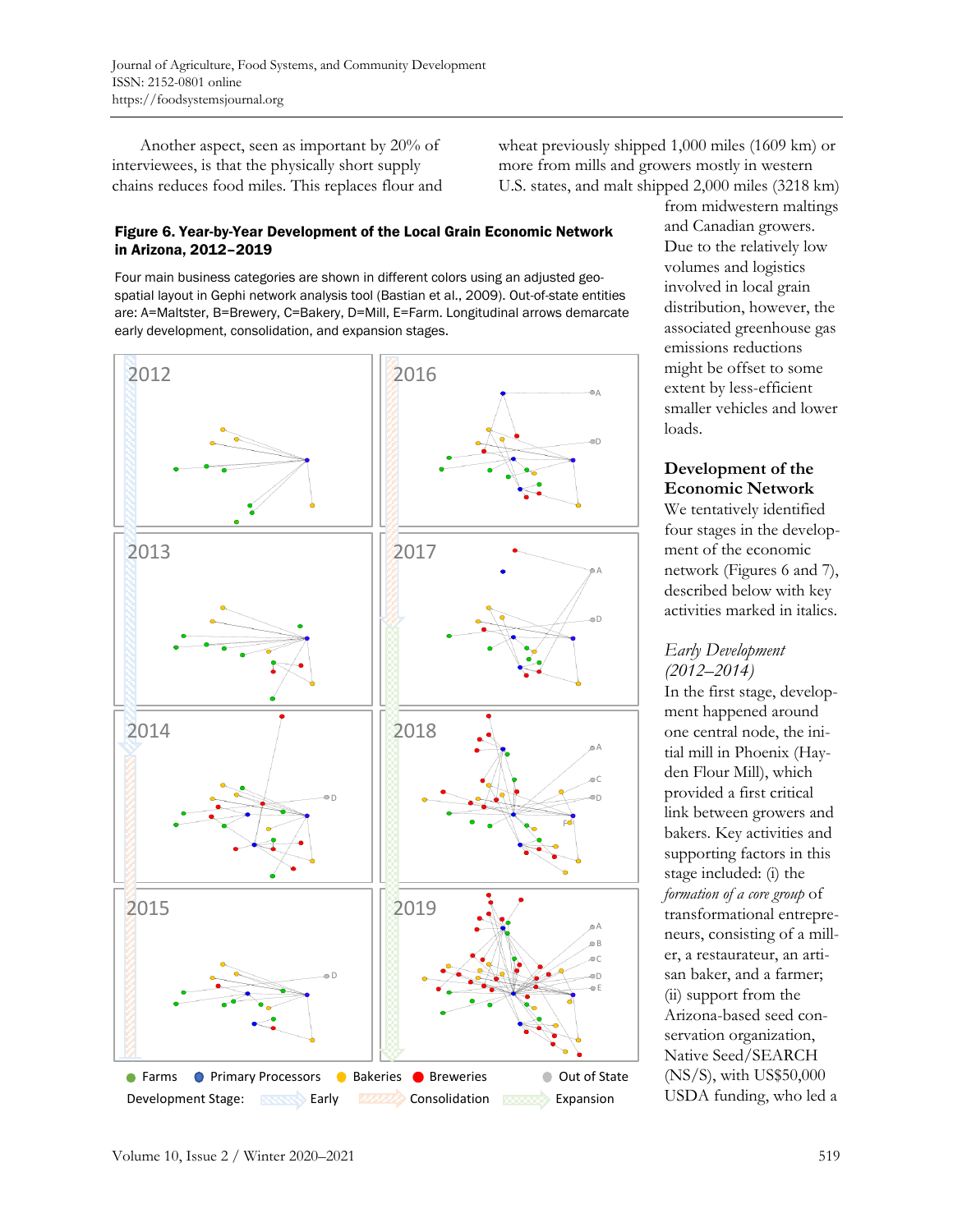Another aspect, seen as important by 20% of interviewees, is that the physically short supply chains reduces food miles. This replaces flour and wheat previously shipped 1,000 miles (1609 km) or more from mills and growers mostly in western U.S. states, and malt shipped 2,000 miles (3218 km) from midwestern maltings and Canadian growers. Due to the relatively low volumes and logistics involved in local grain distribution, however, the associated greenhouse gas emissions reductions might be offset to some extent by less-efficient smaller vehicles and lower loads.

**Figure 6. Year-by-Year Development of the Local Grain Economic Network in Arizona, 2012–2019**

Four main business categories are shown in different colors using an adjusted geo-spatial layout in Gephi network analysis tool (Bastian et al., 2009). Out-of-state entities are: A=Maltster, B=Brewery, C=Bakery, D=Mill, E=Farm. Longitudinal arrows demarcate early development, consolidation, and expansion stages.

## Development of the Economic Network

We tentatively identified four stages in the development of the economic network (Figures 6 and 7), described below with key activities marked in italics.

### *Early Development (2012–2014)*

In the first stage, development happened around one central node, the initial mill in Phoenix (Hayden Flour Mill), which provided a first critical link between growers and bakers. Key activities and supporting factors in this stage included: (i) the *formation of a core group* of transformational entrepreneurs, consisting of a miller, a restaurateur, an artisan baker, and a farmer; (ii) support from the Arizona-based seed conservation organization, Native Seed/SEARCH (NS/S), with US$50,000 USDA funding, who led a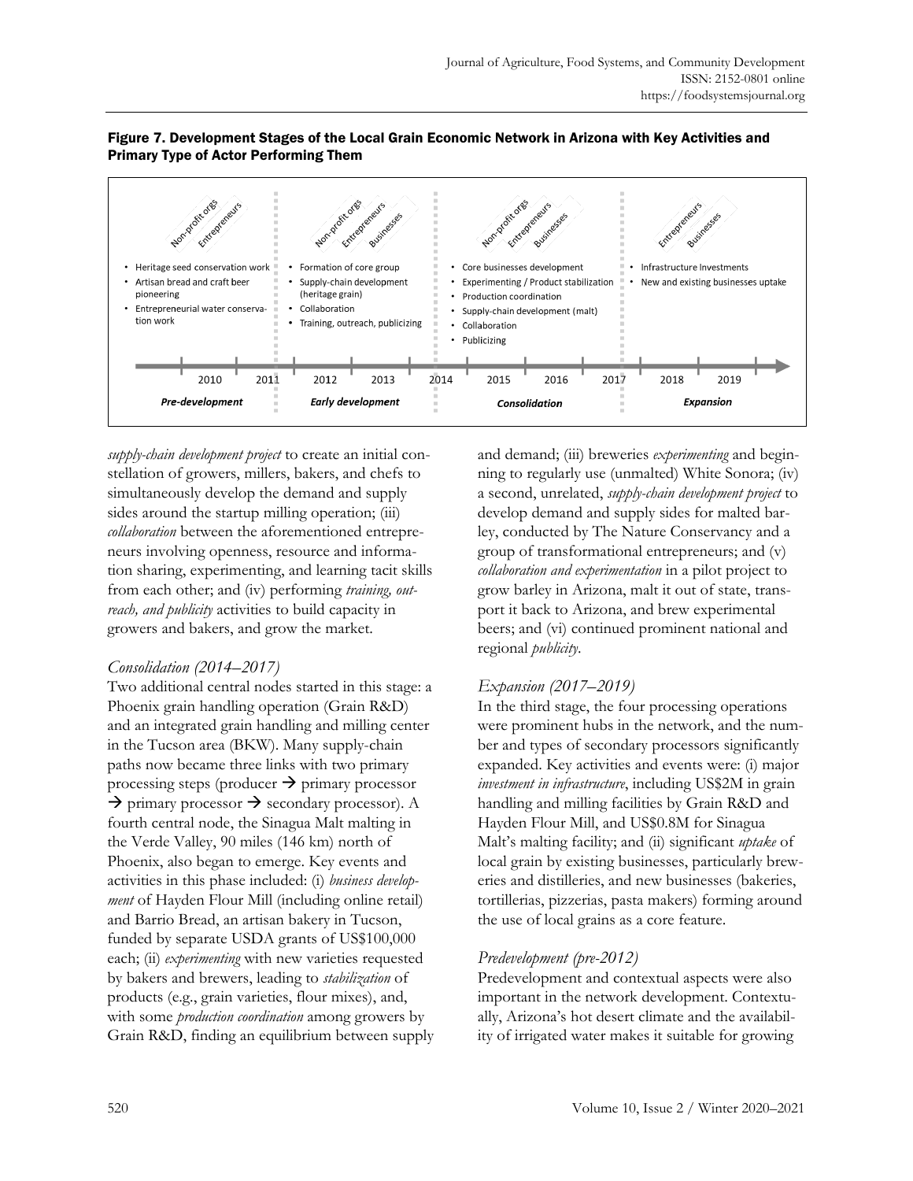**Figure 7. Development Stages of the Local Grain Economic Network in Arizona with Key Activities and Primary Type of Actor Performing Them**

| Pre-development (2010–2011) | Early development (2012–2013) | Consolidation (2014–2017) | Expansion (2018–2019) |
|---|---|---|---|
| Non-profit orgs, Entrepreneurs | Non-profit orgs, Entrepreneurs, Businesses | Non-profit orgs, Entrepreneurs, Businesses | Entrepreneurs, Businesses |
| • Heritage seed conservation work<br>• Artisan bread and craft beer pioneering<br>• Entrepreneurial water conservation work | • Formation of core group<br>• Supply-chain development (heritage grain)<br>• Collaboration<br>• Training, outreach, publicizing | • Core businesses development<br>• Experimenting / Product stabilization<br>• Production coordination<br>• Supply-chain development (malt)<br>• Collaboration<br>• Publicizing | • Infrastructure Investments<br>• New and existing businesses uptake |

*supply-chain development project* to create an initial constellation of growers, millers, bakers, and chefs to simultaneously develop the demand and supply sides around the startup milling operation; (iii) *collaboration* between the aforementioned entrepreneurs involving openness, resource and information sharing, experimenting, and learning tacit skills from each other; and (iv) performing *training, outreach, and publicity* activities to build capacity in growers and bakers, and grow the market.

### *Consolidation (2014–2017)*

Two additional central nodes started in this stage: a Phoenix grain handling operation (Grain R&D) and an integrated grain handling and milling center in the Tucson area (BKW). Many supply-chain paths now became three links with two primary processing steps (producer → primary processor → primary processor → secondary processor). A fourth central node, the Sinagua Malt malting in the Verde Valley, 90 miles (146 km) north of Phoenix, also began to emerge. Key events and activities in this phase included: (i) *business development* of Hayden Flour Mill (including online retail) and Barrio Bread, an artisan bakery in Tucson, funded by separate USDA grants of US$100,000 each; (ii) *experimenting* with new varieties requested by bakers and brewers, leading to *stabilization* of products (e.g., grain varieties, flour mixes), and, with some *production coordination* among growers by Grain R&D, finding an equilibrium between supply and demand; (iii) breweries *experimenting* and beginning to regularly use (unmalted) White Sonora; (iv) a second, unrelated, *supply-chain development project* to develop demand and supply sides for malted barley, conducted by The Nature Conservancy and a group of transformational entrepreneurs; and (v) *collaboration and experimentation* in a pilot project to grow barley in Arizona, malt it out of state, transport it back to Arizona, and brew experimental beers; and (vi) continued prominent national and regional *publicity*.

### *Expansion (2017–2019)*

In the third stage, the four processing operations were prominent hubs in the network, and the number and types of secondary processors significantly expanded. Key activities and events were: (i) major *investment in infrastructure*, including US$2M in grain handling and milling facilities by Grain R&D and Hayden Flour Mill, and US$0.8M for Sinagua Malt's malting facility; and (ii) significant *uptake* of local grain by existing businesses, particularly breweries and distilleries, and new businesses (bakeries, tortillerias, pizzerias, pasta makers) forming around the use of local grains as a core feature.

### *Predevelopment (pre-2012)*

Predevelopment and contextual aspects were also important in the network development. Contextually, Arizona's hot desert climate and the availability of irrigated water makes it suitable for growing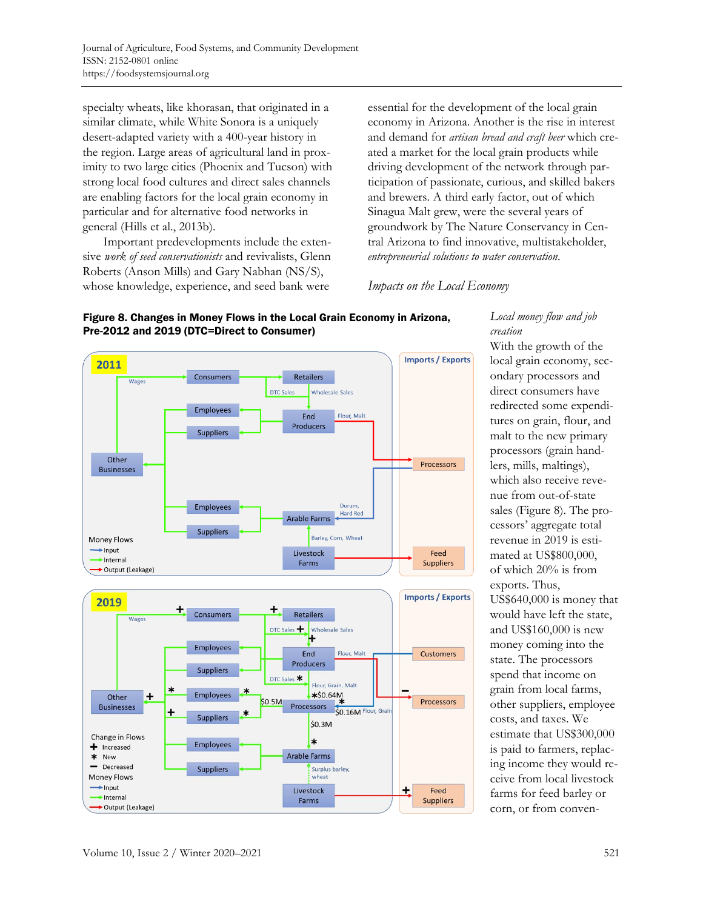specialty wheats, like khorasan, that originated in a similar climate, while White Sonora is a uniquely desert-adapted variety with a 400-year history in the region. Large areas of agricultural land in proximity to two large cities (Phoenix and Tucson) with strong local food cultures and direct sales channels are enabling factors for the local grain economy in particular and for alternative food networks in general (Hills et al., 2013b).

Important predevelopments include the extensive *work of seed conservationists* and revivalists, Glenn Roberts (Anson Mills) and Gary Nabhan (NS/S), whose knowledge, experience, and seed bank were essential for the development of the local grain economy in Arizona. Another is the rise in interest and demand for *artisan bread and craft beer* which created a market for the local grain products while driving development of the network through participation of passionate, curious, and skilled bakers and brewers. A third early factor, out of which Sinagua Malt grew, were the several years of groundwork by The Nature Conservancy in Central Arizona to find innovative, multistakeholder, *entrepreneurial solutions to water conservation.*

### *Impacts on the Local Economy*

**Figure 8. Changes in Money Flows in the Local Grain Economy in Arizona, Pre-2012 and 2019 (DTC=Direct to Consumer)**

#### *Local money flow and job creation*

With the growth of the local grain economy, secondary processors and direct consumers have redirected some expenditures on grain, flour, and malt to the new primary processors (grain handlers, mills, maltings), which also receive revenue from out-of-state sales (Figure 8). The processors' aggregate total revenue in 2019 is estimated at US$800,000, of which 20% is from exports. Thus, US$640,000 is money that would have left the state, and US$160,000 is new money coming into the state. The processors spend that income on grain from local farms, other suppliers, employee costs, and taxes. We estimate that US$300,000 is paid to farmers, replacing income they would receive from local livestock farms for feed barley or corn, or from conven-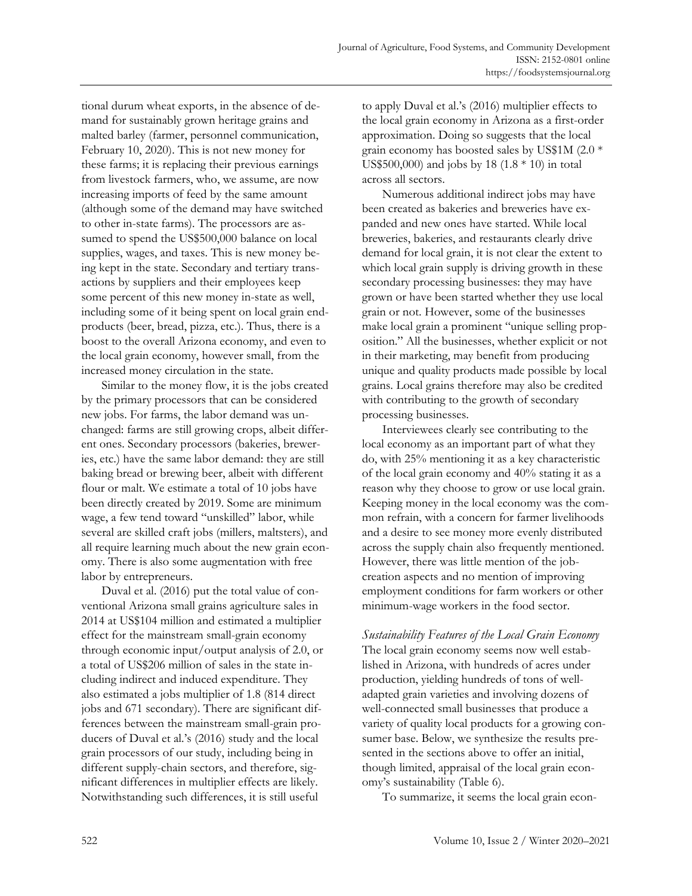tional durum wheat exports, in the absence of demand for sustainably grown heritage grains and malted barley (farmer, personnel communication, February 10, 2020). This is not new money for these farms; it is replacing their previous earnings from livestock farmers, who, we assume, are now increasing imports of feed by the same amount (although some of the demand may have switched to other in-state farms). The processors are assumed to spend the US$500,000 balance on local supplies, wages, and taxes. This is new money being kept in the state. Secondary and tertiary transactions by suppliers and their employees keep some percent of this new money in-state as well, including some of it being spent on local grain end-products (beer, bread, pizza, etc.). Thus, there is a boost to the overall Arizona economy, and even to the local grain economy, however small, from the increased money circulation in the state.

Similar to the money flow, it is the jobs created by the primary processors that can be considered new jobs. For farms, the labor demand was unchanged: farms are still growing crops, albeit different ones. Secondary processors (bakeries, breweries, etc.) have the same labor demand: they are still baking bread or brewing beer, albeit with different flour or malt. We estimate a total of 10 jobs have been directly created by 2019. Some are minimum wage, a few tend toward "unskilled" labor, while several are skilled craft jobs (millers, maltsters), and all require learning much about the new grain economy. There is also some augmentation with free labor by entrepreneurs.

Duval et al. (2016) put the total value of conventional Arizona small grains agriculture sales in 2014 at US$104 million and estimated a multiplier effect for the mainstream small-grain economy through economic input/output analysis of 2.0, or a total of US$206 million of sales in the state including indirect and induced expenditure. They also estimated a jobs multiplier of 1.8 (814 direct jobs and 671 secondary). There are significant differences between the mainstream small-grain producers of Duval et al.'s (2016) study and the local grain processors of our study, including being in different supply-chain sectors, and therefore, significant differences in multiplier effects are likely. Notwithstanding such differences, it is still useful to apply Duval et al.'s (2016) multiplier effects to the local grain economy in Arizona as a first-order approximation. Doing so suggests that the local grain economy has boosted sales by US$1M (2.0 * US$500,000) and jobs by 18 (1.8 * 10) in total across all sectors.

Numerous additional indirect jobs may have been created as bakeries and breweries have expanded and new ones have started. While local breweries, bakeries, and restaurants clearly drive demand for local grain, it is not clear the extent to which local grain supply is driving growth in these secondary processing businesses: they may have grown or have been started whether they use local grain or not. However, some of the businesses make local grain a prominent "unique selling proposition." All the businesses, whether explicit or not in their marketing, may benefit from producing unique and quality products made possible by local grains. Local grains therefore may also be credited with contributing to the growth of secondary processing businesses.

Interviewees clearly see contributing to the local economy as an important part of what they do, with 25% mentioning it as a key characteristic of the local grain economy and 40% stating it as a reason why they choose to grow or use local grain. Keeping money in the local economy was the common refrain, with a concern for farmer livelihoods and a desire to see money more evenly distributed across the supply chain also frequently mentioned. However, there was little mention of the job-creation aspects and no mention of improving employment conditions for farm workers or other minimum-wage workers in the food sector.

### *Sustainability Features of the Local Grain Economy*

The local grain economy seems now well established in Arizona, with hundreds of acres under production, yielding hundreds of tons of well-adapted grain varieties and involving dozens of well-connected small businesses that produce a variety of quality local products for a growing consumer base. Below, we synthesize the results presented in the sections above to offer an initial, though limited, appraisal of the local grain economy's sustainability (Table 6).

To summarize, it seems the local grain econ-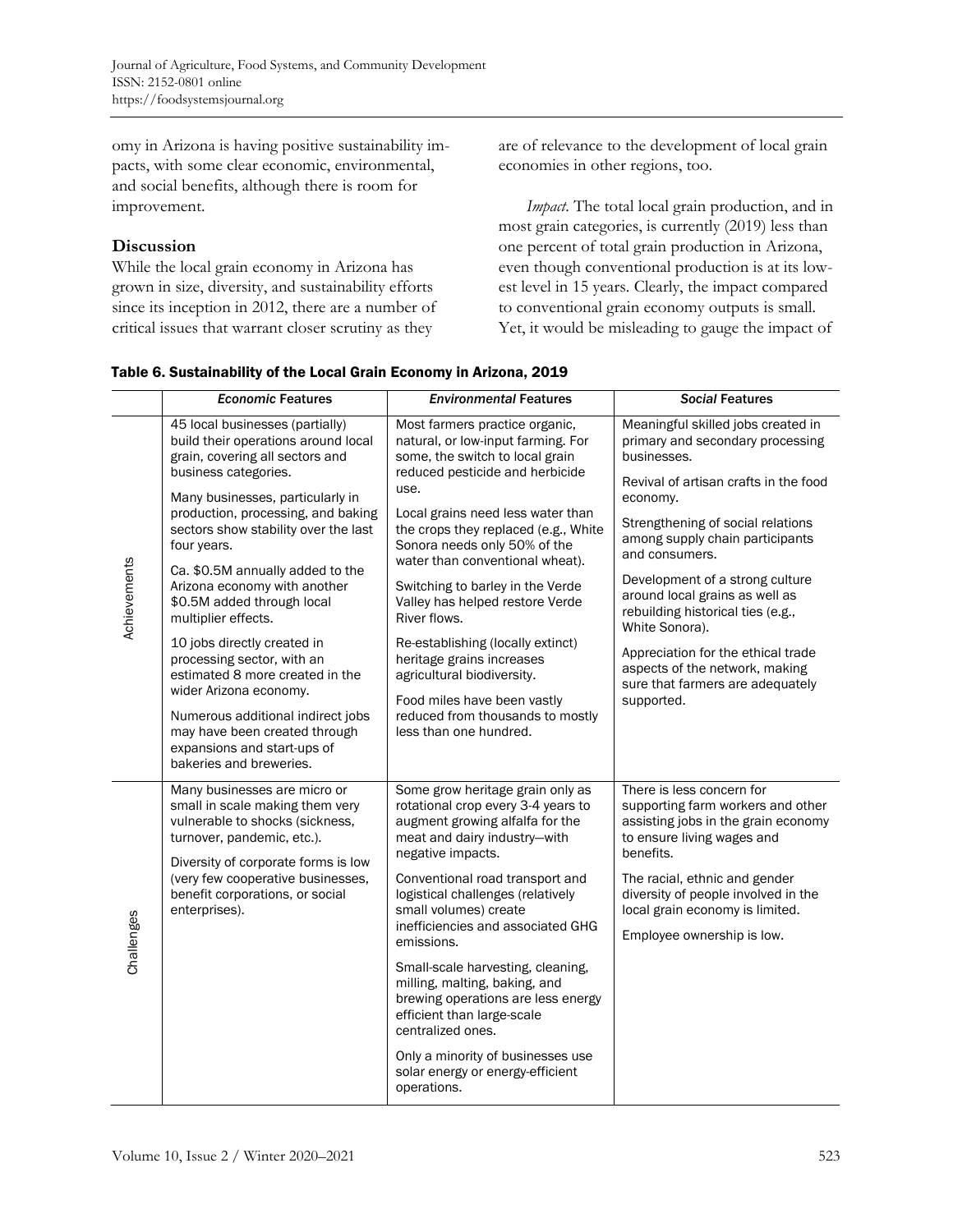omy in Arizona is having positive sustainability impacts, with some clear economic, environmental, and social benefits, although there is room for improvement.

## Discussion

While the local grain economy in Arizona has grown in size, diversity, and sustainability efforts since its inception in 2012, there are a number of critical issues that warrant closer scrutiny as they are of relevance to the development of local grain economies in other regions, too.

*Impact.* The total local grain production, and in most grain categories, is currently (2019) less than one percent of total grain production in Arizona, even though conventional production is at its lowest level in 15 years. Clearly, the impact compared to conventional grain economy outputs is small. Yet, it would be misleading to gauge the impact of

**Table 6. Sustainability of the Local Grain Economy in Arizona, 2019**

| | *Economic* Features | *Environmental* Features | *Social* Features |
|---|---|---|---|
| Achievements | 45 local businesses (partially) build their operations around local grain, covering all sectors and business categories.<br><br>Many businesses, particularly in production, processing, and baking sectors show stability over the last four years.<br><br>Ca. \$0.5M annually added to the Arizona economy with another \$0.5M added through local multiplier effects.<br><br>10 jobs directly created in processing sector, with an estimated 8 more created in the wider Arizona economy.<br><br>Numerous additional indirect jobs may have been created through expansions and start-ups of bakeries and breweries. | Most farmers practice organic, natural, or low-input farming. For some, the switch to local grain reduced pesticide and herbicide use.<br><br>Local grains need less water than the crops they replaced (e.g., White Sonora needs only 50% of the water than conventional wheat).<br><br>Switching to barley in the Verde Valley has helped restore Verde River flows.<br><br>Re-establishing (locally extinct) heritage grains increases agricultural biodiversity.<br><br>Food miles have been vastly reduced from thousands to mostly less than one hundred. | Meaningful skilled jobs created in primary and secondary processing businesses.<br><br>Revival of artisan crafts in the food economy.<br><br>Strengthening of social relations among supply chain participants and consumers.<br><br>Development of a strong culture around local grains as well as rebuilding historical ties (e.g., White Sonora).<br><br>Appreciation for the ethical trade aspects of the network, making sure that farmers are adequately supported. |
| Challenges | Many businesses are micro or small in scale making them very vulnerable to shocks (sickness, turnover, pandemic, etc.).<br><br>Diversity of corporate forms is low (very few cooperative businesses, benefit corporations, or social enterprises). | Some grow heritage grain only as rotational crop every 3-4 years to augment growing alfalfa for the meat and dairy industry—with negative impacts.<br><br>Conventional road transport and logistical challenges (relatively small volumes) create inefficiencies and associated GHG emissions.<br><br>Small-scale harvesting, cleaning, milling, malting, baking, and brewing operations are less energy efficient than large-scale centralized ones.<br><br>Only a minority of businesses use solar energy or energy-efficient operations. | There is less concern for supporting farm workers and other assisting jobs in the grain economy to ensure living wages and benefits.<br><br>The racial, ethnic and gender diversity of people involved in the local grain economy is limited.<br><br>Employee ownership is low. |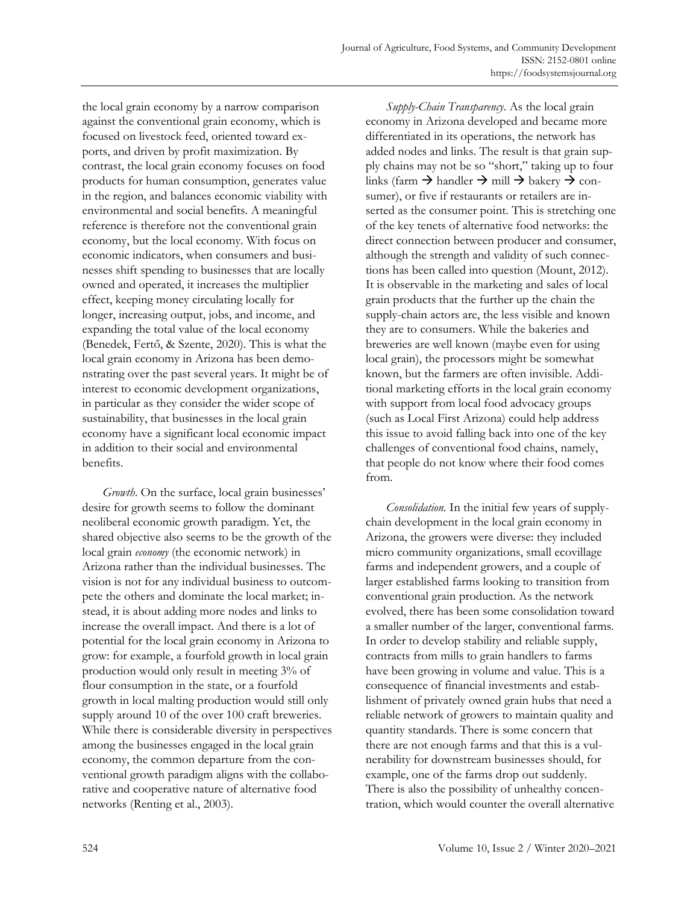the local grain economy by a narrow comparison against the conventional grain economy, which is focused on livestock feed, oriented toward exports, and driven by profit maximization. By contrast, the local grain economy focuses on food products for human consumption, generates value in the region, and balances economic viability with environmental and social benefits. A meaningful reference is therefore not the conventional grain economy, but the local economy. With focus on economic indicators, when consumers and businesses shift spending to businesses that are locally owned and operated, it increases the multiplier effect, keeping money circulating locally for longer, increasing output, jobs, and income, and expanding the total value of the local economy (Benedek, Fertő, & Szente, 2020). This is what the local grain economy in Arizona has been demonstrating over the past several years. It might be of interest to economic development organizations, in particular as they consider the wider scope of sustainability, that businesses in the local grain economy have a significant local economic impact in addition to their social and environmental benefits.

*Growth.* On the surface, local grain businesses' desire for growth seems to follow the dominant neoliberal economic growth paradigm. Yet, the shared objective also seems to be the growth of the local grain *economy* (the economic network) in Arizona rather than the individual businesses. The vision is not for any individual business to outcompete the others and dominate the local market; instead, it is about adding more nodes and links to increase the overall impact. And there is a lot of potential for the local grain economy in Arizona to grow: for example, a fourfold growth in local grain production would only result in meeting 3% of flour consumption in the state, or a fourfold growth in local malting production would still only supply around 10 of the over 100 craft breweries. While there is considerable diversity in perspectives among the businesses engaged in the local grain economy, the common departure from the conventional growth paradigm aligns with the collaborative and cooperative nature of alternative food networks (Renting et al., 2003).

*Supply-Chain Transparency*. As the local grain economy in Arizona developed and became more differentiated in its operations, the network has added nodes and links. The result is that grain supply chains may not be so "short," taking up to four links (farm → handler → mill → bakery → consumer), or five if restaurants or retailers are inserted as the consumer point. This is stretching one of the key tenets of alternative food networks: the direct connection between producer and consumer, although the strength and validity of such connections has been called into question (Mount, 2012). It is observable in the marketing and sales of local grain products that the further up the chain the supply-chain actors are, the less visible and known they are to consumers. While the bakeries and breweries are well known (maybe even for using local grain), the processors might be somewhat known, but the farmers are often invisible. Additional marketing efforts in the local grain economy with support from local food advocacy groups (such as Local First Arizona) could help address this issue to avoid falling back into one of the key challenges of conventional food chains, namely, that people do not know where their food comes from.

*Consolidation.* In the initial few years of supply-chain development in the local grain economy in Arizona, the growers were diverse: they included micro community organizations, small ecovillage farms and independent growers, and a couple of larger established farms looking to transition from conventional grain production. As the network evolved, there has been some consolidation toward a smaller number of the larger, conventional farms. In order to develop stability and reliable supply, contracts from mills to grain handlers to farms have been growing in volume and value. This is a consequence of financial investments and establishment of privately owned grain hubs that need a reliable network of growers to maintain quality and quantity standards. There is some concern that there are not enough farms and that this is a vulnerability for downstream businesses should, for example, one of the farms drop out suddenly. There is also the possibility of unhealthy concentration, which would counter the overall alternative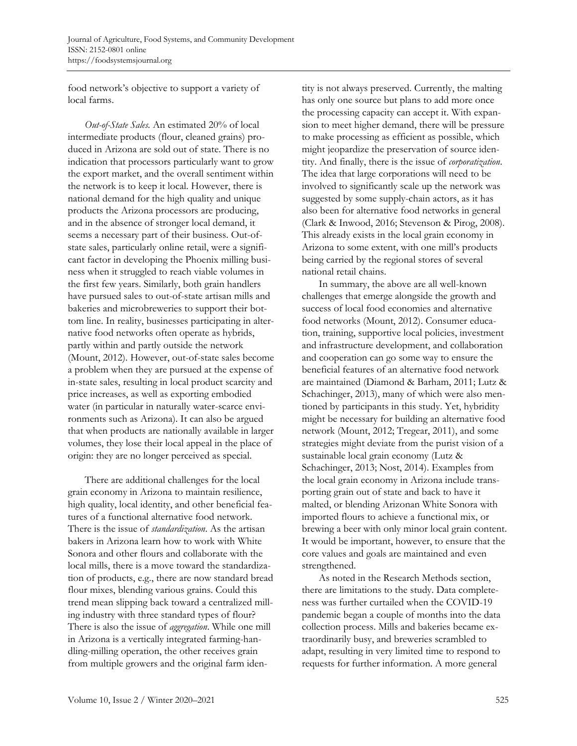food network's objective to support a variety of local farms.

*Out-of-State Sales.* An estimated 20% of local intermediate products (flour, cleaned grains) produced in Arizona are sold out of state. There is no indication that processors particularly want to grow the export market, and the overall sentiment within the network is to keep it local. However, there is national demand for the high quality and unique products the Arizona processors are producing, and in the absence of stronger local demand, it seems a necessary part of their business. Out-of-state sales, particularly online retail, were a significant factor in developing the Phoenix milling business when it struggled to reach viable volumes in the first few years. Similarly, both grain handlers have pursued sales to out-of-state artisan mills and bakeries and microbreweries to support their bottom line. In reality, businesses participating in alternative food networks often operate as hybrids, partly within and partly outside the network (Mount, 2012). However, out-of-state sales become a problem when they are pursued at the expense of in-state sales, resulting in local product scarcity and price increases, as well as exporting embodied water (in particular in naturally water-scarce environments such as Arizona). It can also be argued that when products are nationally available in larger volumes, they lose their local appeal in the place of origin: they are no longer perceived as special.

There are additional challenges for the local grain economy in Arizona to maintain resilience, high quality, local identity, and other beneficial features of a functional alternative food network. There is the issue of *standardization*. As the artisan bakers in Arizona learn how to work with White Sonora and other flours and collaborate with the local mills, there is a move toward the standardization of products, e.g., there are now standard bread flour mixes, blending various grains. Could this trend mean slipping back toward a centralized milling industry with three standard types of flour? There is also the issue of *aggregation*. While one mill in Arizona is a vertically integrated farming-handling-milling operation, the other receives grain from multiple growers and the original farm identity is not always preserved. Currently, the malting has only one source but plans to add more once the processing capacity can accept it. With expansion to meet higher demand, there will be pressure to make processing as efficient as possible, which might jeopardize the preservation of source identity. And finally, there is the issue of *corporatization*. The idea that large corporations will need to be involved to significantly scale up the network was suggested by some supply-chain actors, as it has also been for alternative food networks in general (Clark & Inwood, 2016; Stevenson & Pirog, 2008). This already exists in the local grain economy in Arizona to some extent, with one mill's products being carried by the regional stores of several national retail chains.

In summary, the above are all well-known challenges that emerge alongside the growth and success of local food economies and alternative food networks (Mount, 2012). Consumer education, training, supportive local policies, investment and infrastructure development, and collaboration and cooperation can go some way to ensure the beneficial features of an alternative food network are maintained (Diamond & Barham, 2011; Lutz & Schachinger, 2013), many of which were also mentioned by participants in this study. Yet, hybridity might be necessary for building an alternative food network (Mount, 2012; Tregear, 2011), and some strategies might deviate from the purist vision of a sustainable local grain economy (Lutz & Schachinger, 2013; Nost, 2014). Examples from the local grain economy in Arizona include transporting grain out of state and back to have it malted, or blending Arizonan White Sonora with imported flours to achieve a functional mix, or brewing a beer with only minor local grain content. It would be important, however, to ensure that the core values and goals are maintained and even strengthened.

As noted in the Research Methods section, there are limitations to the study. Data completeness was further curtailed when the COVID-19 pandemic began a couple of months into the data collection process. Mills and bakeries became extraordinarily busy, and breweries scrambled to adapt, resulting in very limited time to respond to requests for further information. A more general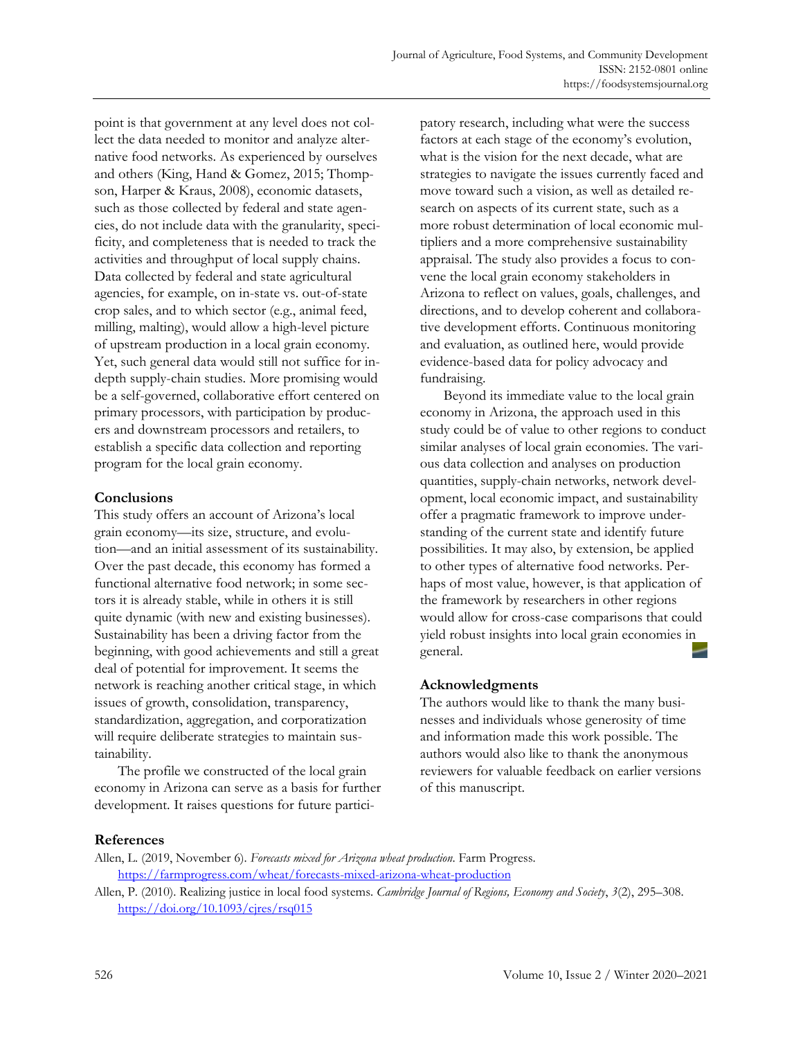point is that government at any level does not collect the data needed to monitor and analyze alternative food networks. As experienced by ourselves and others (King, Hand & Gomez, 2015; Thompson, Harper & Kraus, 2008), economic datasets, such as those collected by federal and state agencies, do not include data with the granularity, specificity, and completeness that is needed to track the activities and throughput of local supply chains. Data collected by federal and state agricultural agencies, for example, on in-state vs. out-of-state crop sales, and to which sector (e.g., animal feed, milling, malting), would allow a high-level picture of upstream production in a local grain economy. Yet, such general data would still not suffice for in-depth supply-chain studies. More promising would be a self-governed, collaborative effort centered on primary processors, with participation by producers and downstream processors and retailers, to establish a specific data collection and reporting program for the local grain economy.

## Conclusions

This study offers an account of Arizona's local grain economy—its size, structure, and evolution—and an initial assessment of its sustainability. Over the past decade, this economy has formed a functional alternative food network; in some sectors it is already stable, while in others it is still quite dynamic (with new and existing businesses). Sustainability has been a driving factor from the beginning, with good achievements and still a great deal of potential for improvement. It seems the network is reaching another critical stage, in which issues of growth, consolidation, transparency, standardization, aggregation, and corporatization will require deliberate strategies to maintain sustainability.

The profile we constructed of the local grain economy in Arizona can serve as a basis for further development. It raises questions for future participatory research, including what were the success factors at each stage of the economy's evolution, what is the vision for the next decade, what are strategies to navigate the issues currently faced and move toward such a vision, as well as detailed research on aspects of its current state, such as a more robust determination of local economic multipliers and a more comprehensive sustainability appraisal. The study also provides a focus to convene the local grain economy stakeholders in Arizona to reflect on values, goals, challenges, and directions, and to develop coherent and collaborative development efforts. Continuous monitoring and evaluation, as outlined here, would provide evidence-based data for policy advocacy and fundraising.

Beyond its immediate value to the local grain economy in Arizona, the approach used in this study could be of value to other regions to conduct similar analyses of local grain economies. The various data collection and analyses on production quantities, supply-chain networks, network development, local economic impact, and sustainability offer a pragmatic framework to improve understanding of the current state and identify future possibilities. It may also, by extension, be applied to other types of alternative food networks. Perhaps of most value, however, is that application of the framework by researchers in other regions would allow for cross-case comparisons that could yield robust insights into local grain economies in general.

## Acknowledgments

The authors would like to thank the many businesses and individuals whose generosity of time and information made this work possible. The authors would also like to thank the anonymous reviewers for valuable feedback on earlier versions of this manuscript.

## References

Allen, L. (2019, November 6). *Forecasts mixed for Arizona wheat production*. Farm Progress. https://farmprogress.com/wheat/forecasts-mixed-arizona-wheat-production

Allen, P. (2010). Realizing justice in local food systems. *Cambridge Journal of Regions, Economy and Society*, *3*(2), 295–308. https://doi.org/10.1093/cjres/rsq015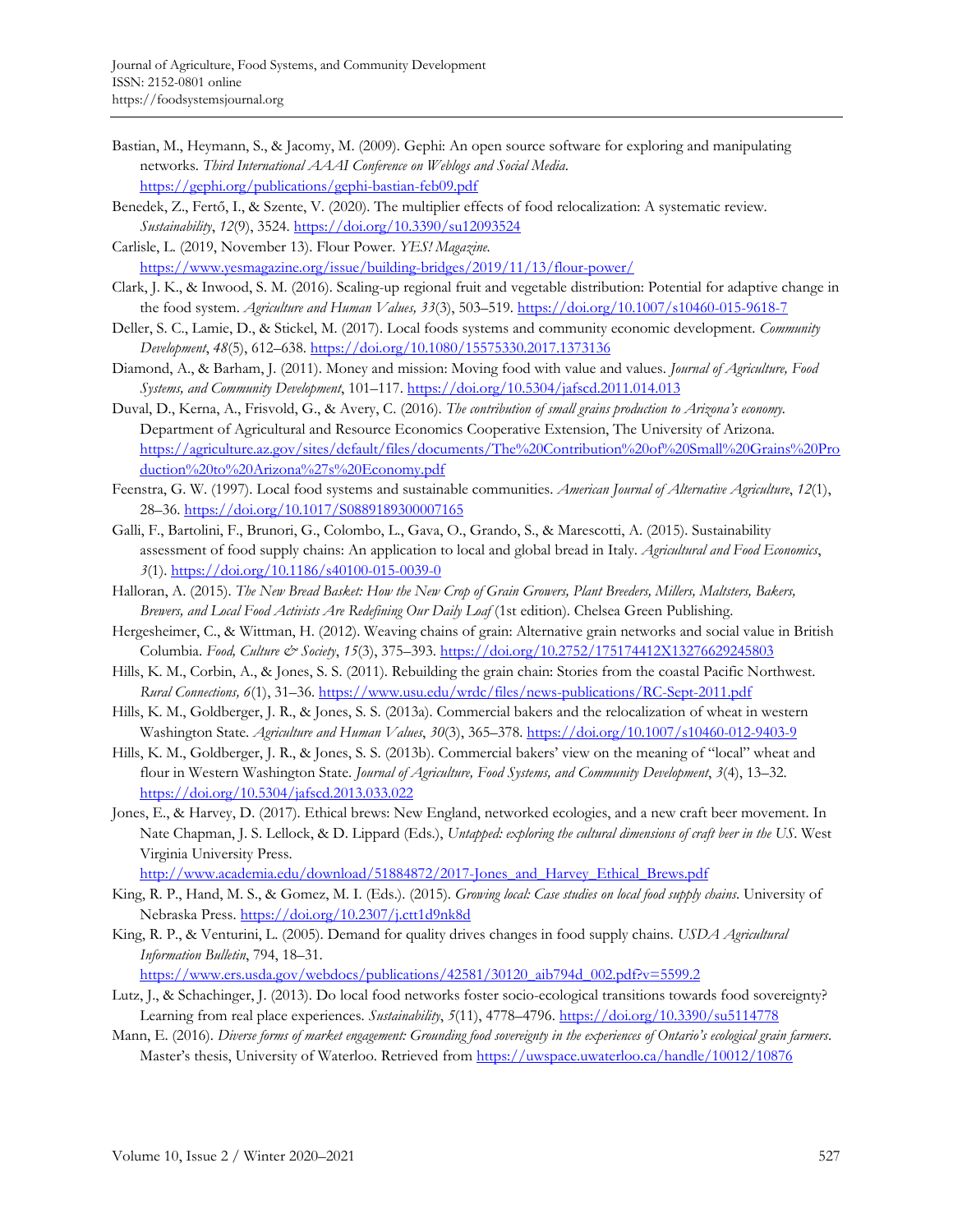Bastian, M., Heymann, S., & Jacomy, M. (2009). Gephi: An open source software for exploring and manipulating networks. *Third International AAAI Conference on Weblogs and Social Media*. https://gephi.org/publications/gephi-bastian-feb09.pdf

Benedek, Z., Fertő, I., & Szente, V. (2020). The multiplier effects of food relocalization: A systematic review. *Sustainability*, *12*(9), 3524. https://doi.org/10.3390/su12093524

Carlisle, L. (2019, November 13). Flour Power. *YES! Magazine.* https://www.yesmagazine.org/issue/building-bridges/2019/11/13/flour-power/

Clark, J. K., & Inwood, S. M. (2016). Scaling-up regional fruit and vegetable distribution: Potential for adaptive change in the food system. *Agriculture and Human Values, 33*(3), 503–519. https://doi.org/10.1007/s10460-015-9618-7

Deller, S. C., Lamie, D., & Stickel, M. (2017). Local foods systems and community economic development. *Community Development*, *48*(5), 612–638. https://doi.org/10.1080/15575330.2017.1373136

Diamond, A., & Barham, J. (2011). Money and mission: Moving food with value and values. *Journal of Agriculture, Food Systems, and Community Development*, 101–117. https://doi.org/10.5304/jafscd.2011.014.013

Duval, D., Kerna, A., Frisvold, G., & Avery, C. (2016). *The contribution of small grains production to Arizona's economy.* Department of Agricultural and Resource Economics Cooperative Extension, The University of Arizona. https://agriculture.az.gov/sites/default/files/documents/The%20Contribution%20of%20Small%20Grains%20Production%20to%20Arizona%27s%20Economy.pdf

Feenstra, G. W. (1997). Local food systems and sustainable communities. *American Journal of Alternative Agriculture*, *12*(1), 28–36. https://doi.org/10.1017/S0889189300007165

Galli, F., Bartolini, F., Brunori, G., Colombo, L., Gava, O., Grando, S., & Marescotti, A. (2015). Sustainability assessment of food supply chains: An application to local and global bread in Italy. *Agricultural and Food Economics*, *3*(1). https://doi.org/10.1186/s40100-015-0039-0

Halloran, A. (2015). *The New Bread Basket: How the New Crop of Grain Growers, Plant Breeders, Millers, Maltsters, Bakers, Brewers, and Local Food Activists Are Redefining Our Daily Loaf* (1st edition). Chelsea Green Publishing.

Hergesheimer, C., & Wittman, H. (2012). Weaving chains of grain: Alternative grain networks and social value in British Columbia. *Food, Culture & Society*, *15*(3), 375–393. https://doi.org/10.2752/175174412X13276629245803

Hills, K. M., Corbin, A., & Jones, S. S. (2011). Rebuilding the grain chain: Stories from the coastal Pacific Northwest. *Rural Connections, 6*(1), 31–36. https://www.usu.edu/wrdc/files/news-publications/RC-Sept-2011.pdf

Hills, K. M., Goldberger, J. R., & Jones, S. S. (2013a). Commercial bakers and the relocalization of wheat in western Washington State. *Agriculture and Human Values*, *30*(3), 365–378. https://doi.org/10.1007/s10460-012-9403-9

Hills, K. M., Goldberger, J. R., & Jones, S. S. (2013b). Commercial bakers' view on the meaning of "local" wheat and flour in Western Washington State. *Journal of Agriculture, Food Systems, and Community Development*, *3*(4), 13–32. https://doi.org/10.5304/jafscd.2013.033.022

Jones, E., & Harvey, D. (2017). Ethical brews: New England, networked ecologies, and a new craft beer movement. In Nate Chapman, J. S. Lellock, & D. Lippard (Eds.), *Untapped: exploring the cultural dimensions of craft beer in the US*. West Virginia University Press. http://www.academia.edu/download/51884872/2017-Jones_and_Harvey_Ethical_Brews.pdf

King, R. P., Hand, M. S., & Gomez, M. I. (Eds.). (2015). *Growing local: Case studies on local food supply chains*. University of Nebraska Press. https://doi.org/10.2307/j.ctt1d9nk8d

King, R. P., & Venturini, L. (2005). Demand for quality drives changes in food supply chains. *USDA Agricultural Information Bulletin*, 794, 18–31. https://www.ers.usda.gov/webdocs/publications/42581/30120_aib794d_002.pdf?v=5599.2

Lutz, J., & Schachinger, J. (2013). Do local food networks foster socio-ecological transitions towards food sovereignty? Learning from real place experiences. *Sustainability*, *5*(11), 4778–4796. https://doi.org/10.3390/su5114778

Mann, E. (2016). *Diverse forms of market engagement: Grounding food sovereignty in the experiences of Ontario's ecological grain farmers*. Master's thesis, University of Waterloo. Retrieved from https://uwspace.uwaterloo.ca/handle/10012/10876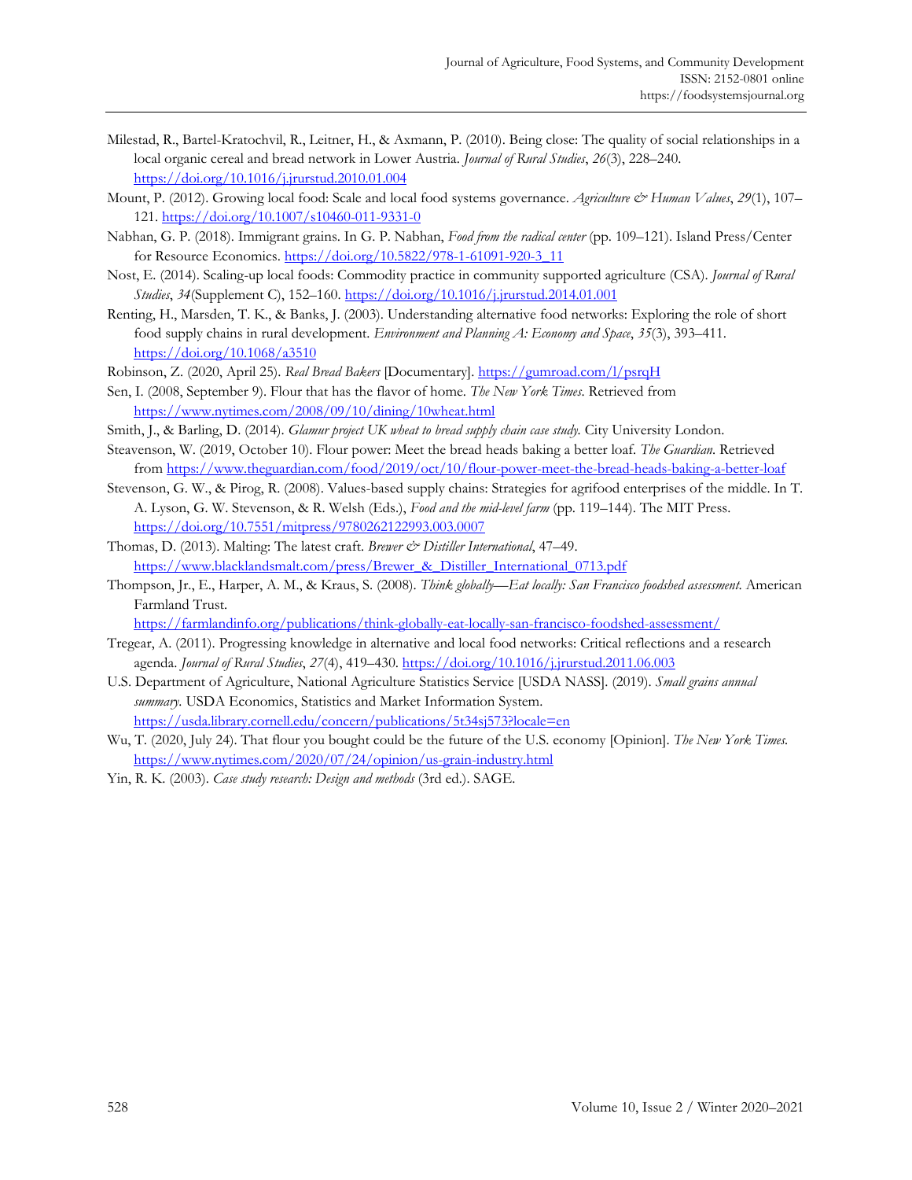Milestad, R., Bartel-Kratochvil, R., Leitner, H., & Axmann, P. (2010). Being close: The quality of social relationships in a local organic cereal and bread network in Lower Austria. *Journal of Rural Studies*, *26*(3), 228–240. https://doi.org/10.1016/j.jrurstud.2010.01.004

Mount, P. (2012). Growing local food: Scale and local food systems governance. *Agriculture & Human Values*, *29*(1), 107–121. https://doi.org/10.1007/s10460-011-9331-0

Nabhan, G. P. (2018). Immigrant grains. In G. P. Nabhan, *Food from the radical center* (pp. 109–121). Island Press/Center for Resource Economics. https://doi.org/10.5822/978-1-61091-920-3_11

Nost, E. (2014). Scaling-up local foods: Commodity practice in community supported agriculture (CSA). *Journal of Rural Studies*, *34*(Supplement C), 152–160. https://doi.org/10.1016/j.jrurstud.2014.01.001

Renting, H., Marsden, T. K., & Banks, J. (2003). Understanding alternative food networks: Exploring the role of short food supply chains in rural development. *Environment and Planning A: Economy and Space*, *35*(3), 393–411. https://doi.org/10.1068/a3510

Robinson, Z. (2020, April 25). *Real Bread Bakers* [Documentary]. https://gumroad.com/l/psrqH

Sen, I. (2008, September 9). Flour that has the flavor of home. *The New York Times*. Retrieved from https://www.nytimes.com/2008/09/10/dining/10wheat.html

Smith, J., & Barling, D. (2014). *Glamur project UK wheat to bread supply chain case study.* City University London.

Steavenson, W. (2019, October 10). Flour power: Meet the bread heads baking a better loaf. *The Guardian*. Retrieved from https://www.theguardian.com/food/2019/oct/10/flour-power-meet-the-bread-heads-baking-a-better-loaf

Stevenson, G. W., & Pirog, R. (2008). Values-based supply chains: Strategies for agrifood enterprises of the middle. In T. A. Lyson, G. W. Stevenson, & R. Welsh (Eds.), *Food and the mid-level farm* (pp. 119–144). The MIT Press. https://doi.org/10.7551/mitpress/9780262122993.003.0007

Thomas, D. (2013). Malting: The latest craft. *Brewer & Distiller International*, 47–49. https://www.blacklandsmalt.com/press/Brewer_&_Distiller_International_0713.pdf

Thompson, Jr., E., Harper, A. M., & Kraus, S. (2008). *Think globally—Eat locally: San Francisco foodshed assessment*. American Farmland Trust. https://farmlandinfo.org/publications/think-globally-eat-locally-san-francisco-foodshed-assessment/

Tregear, A. (2011). Progressing knowledge in alternative and local food networks: Critical reflections and a research agenda. *Journal of Rural Studies*, *27*(4), 419–430. https://doi.org/10.1016/j.jrurstud.2011.06.003

U.S. Department of Agriculture, National Agriculture Statistics Service [USDA NASS]. (2019). *Small grains annual summary*. USDA Economics, Statistics and Market Information System. https://usda.library.cornell.edu/concern/publications/5t34sj573?locale=en

Wu, T. (2020, July 24). That flour you bought could be the future of the U.S. economy [Opinion]. *The New York Times*. https://www.nytimes.com/2020/07/24/opinion/us-grain-industry.html

Yin, R. K. (2003). *Case study research: Design and methods* (3rd ed.). SAGE.